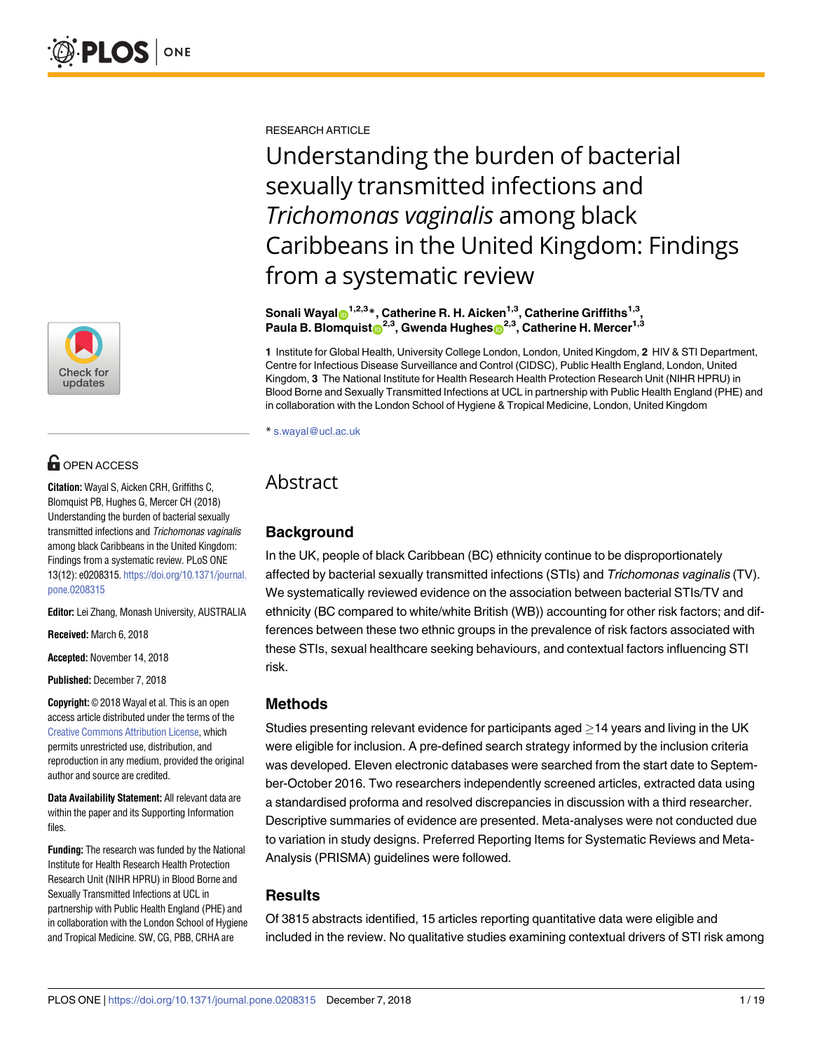RESEARCH ARTICLE

# Understanding the burden of bacterial sexually transmitted infections and *Trichomonas vaginalis* among black Caribbeans in the United Kingdom: Findings from a systematic review

**Sonali Wayal**[1,2,3]*, **Catherine R. H. Aicken**[1,3], **Catherine Griffiths**[1,3], **Paula B. Blomquist**[2,3], **Gwenda Hughes**[2,3], **Catherine H. Mercer**[1,3]

**1** Institute for Global Health, University College London, London, United Kingdom, **2** HIV & STI Department, Centre for Infectious Disease Surveillance and Control (CIDSC), Public Health England, London, United Kingdom, **3** The National Institute for Health Research Health Protection Research Unit (NIHR HPRU) in Blood Borne and Sexually Transmitted Infections at UCL in partnership with Public Health England (PHE) and in collaboration with the London School of Hygiene & Tropical Medicine, London, United Kingdom

* s.wayal@ucl.ac.uk

OPEN ACCESS

**Citation:** Wayal S, Aicken CRH, Griffiths C, Blomquist PB, Hughes G, Mercer CH (2018) Understanding the burden of bacterial sexually transmitted infections and *Trichomonas vaginalis* among black Caribbeans in the United Kingdom: Findings from a systematic review. PLoS ONE 13(12): e0208315. https://doi.org/10.1371/journal.pone.0208315

**Editor:** Lei Zhang, Monash University, AUSTRALIA

**Received:** March 6, 2018

**Accepted:** November 14, 2018

**Published:** December 7, 2018

**Copyright:** © 2018 Wayal et al. This is an open access article distributed under the terms of the Creative Commons Attribution License, which permits unrestricted use, distribution, and reproduction in any medium, provided the original author and source are credited.

**Data Availability Statement:** All relevant data are within the paper and its Supporting Information files.

**Funding:** The research was funded by the National Institute for Health Research Health Protection Research Unit (NIHR HPRU) in Blood Borne and Sexually Transmitted Infections at UCL in partnership with Public Health England (PHE) and in collaboration with the London School of Hygiene and Tropical Medicine. SW, CG, PBB, CRHA are

## Abstract

### Background

In the UK, people of black Caribbean (BC) ethnicity continue to be disproportionately affected by bacterial sexually transmitted infections (STIs) and *Trichomonas vaginalis* (TV). We systematically reviewed evidence on the association between bacterial STIs/TV and ethnicity (BC compared to white/white British (WB)) accounting for other risk factors; and differences between these two ethnic groups in the prevalence of risk factors associated with these STIs, sexual healthcare seeking behaviours, and contextual factors influencing STI risk.

### Methods

Studies presenting relevant evidence for participants aged $\geq$14 years and living in the UK were eligible for inclusion. A pre-defined search strategy informed by the inclusion criteria was developed. Eleven electronic databases were searched from the start date to September-October 2016. Two researchers independently screened articles, extracted data using a standardised proforma and resolved discrepancies in discussion with a third researcher. Descriptive summaries of evidence are presented. Meta-analyses were not conducted due to variation in study designs. Preferred Reporting Items for Systematic Reviews and Meta-Analysis (PRISMA) guidelines were followed.

### Results

Of 3815 abstracts identified, 15 articles reporting quantitative data were eligible and included in the review. No qualitative studies examining contextual drivers of STI risk among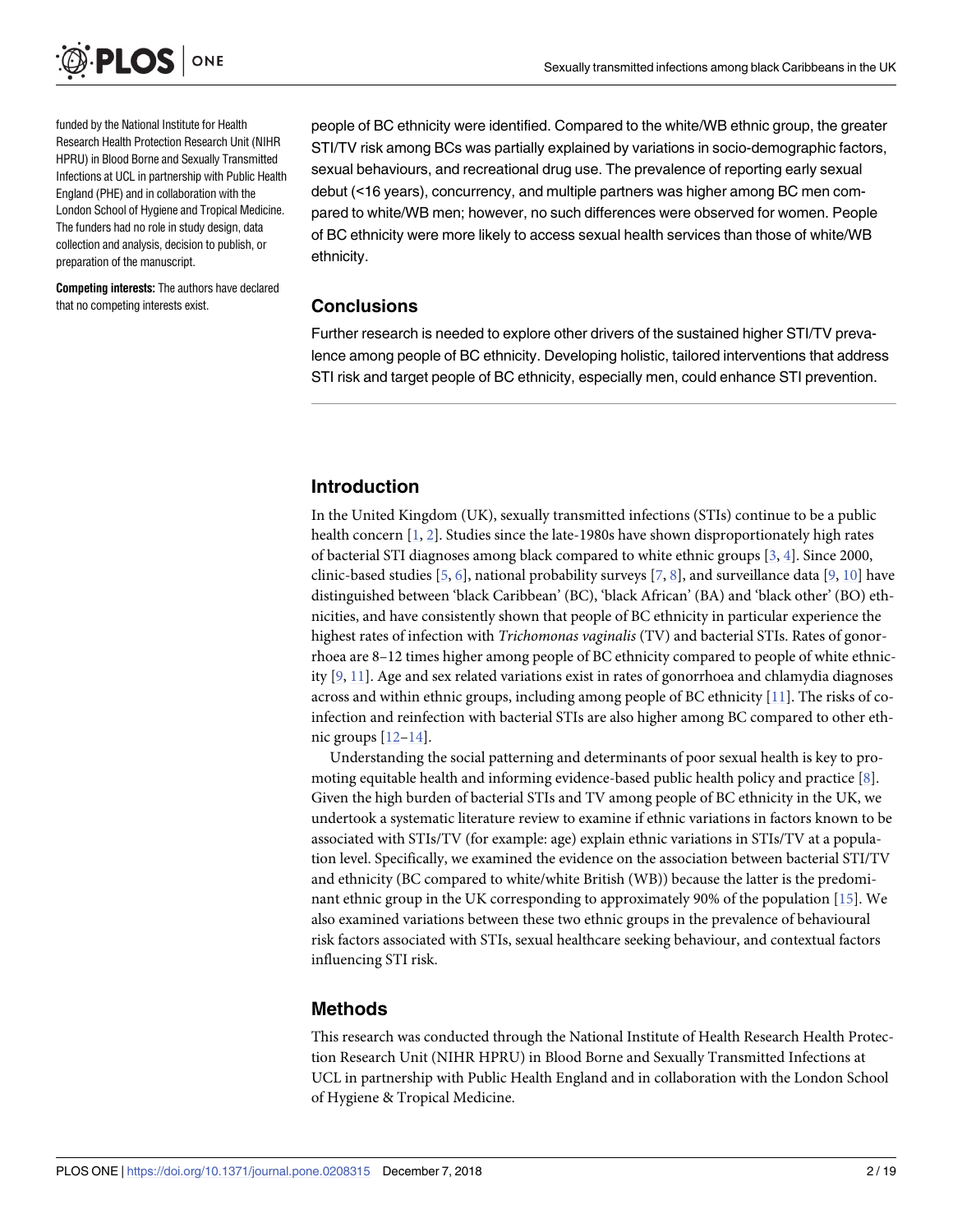funded by the National Institute for Health Research Health Protection Research Unit (NIHR HPRU) in Blood Borne and Sexually Transmitted Infections at UCL in partnership with Public Health England (PHE) and in collaboration with the London School of Hygiene and Tropical Medicine. The funders had no role in study design, data collection and analysis, decision to publish, or preparation of the manuscript.

**Competing interests:** The authors have declared that no competing interests exist.

people of BC ethnicity were identified. Compared to the white/WB ethnic group, the greater STI/TV risk among BCs was partially explained by variations in socio-demographic factors, sexual behaviours, and recreational drug use. The prevalence of reporting early sexual debut (<16 years), concurrency, and multiple partners was higher among BC men compared to white/WB men; however, no such differences were observed for women. People of BC ethnicity were more likely to access sexual health services than those of white/WB ethnicity.

## Conclusions

Further research is needed to explore other drivers of the sustained higher STI/TV prevalence among people of BC ethnicity. Developing holistic, tailored interventions that address STI risk and target people of BC ethnicity, especially men, could enhance STI prevention.

## Introduction

In the United Kingdom (UK), sexually transmitted infections (STIs) continue to be a public health concern [1, 2]. Studies since the late-1980s have shown disproportionately high rates of bacterial STI diagnoses among black compared to white ethnic groups [3, 4]. Since 2000, clinic-based studies [5, 6], national probability surveys [7, 8], and surveillance data [9, 10] have distinguished between 'black Caribbean' (BC), 'black African' (BA) and 'black other' (BO) ethnicities, and have consistently shown that people of BC ethnicity in particular experience the highest rates of infection with *Trichomonas vaginalis* (TV) and bacterial STIs. Rates of gonorrhoea are 8–12 times higher among people of BC ethnicity compared to people of white ethnicity [9, 11]. Age and sex related variations exist in rates of gonorrhoea and chlamydia diagnoses across and within ethnic groups, including among people of BC ethnicity [11]. The risks of co-infection and reinfection with bacterial STIs are also higher among BC compared to other ethnic groups [12–14].

Understanding the social patterning and determinants of poor sexual health is key to promoting equitable health and informing evidence-based public health policy and practice [8]. Given the high burden of bacterial STIs and TV among people of BC ethnicity in the UK, we undertook a systematic literature review to examine if ethnic variations in factors known to be associated with STIs/TV (for example: age) explain ethnic variations in STIs/TV at a population level. Specifically, we examined the evidence on the association between bacterial STI/TV and ethnicity (BC compared to white/white British (WB)) because the latter is the predominant ethnic group in the UK corresponding to approximately 90% of the population [15]. We also examined variations between these two ethnic groups in the prevalence of behavioural risk factors associated with STIs, sexual healthcare seeking behaviour, and contextual factors influencing STI risk.

## Methods

This research was conducted through the National Institute of Health Research Health Protection Research Unit (NIHR HPRU) in Blood Borne and Sexually Transmitted Infections at UCL in partnership with Public Health England and in collaboration with the London School of Hygiene & Tropical Medicine.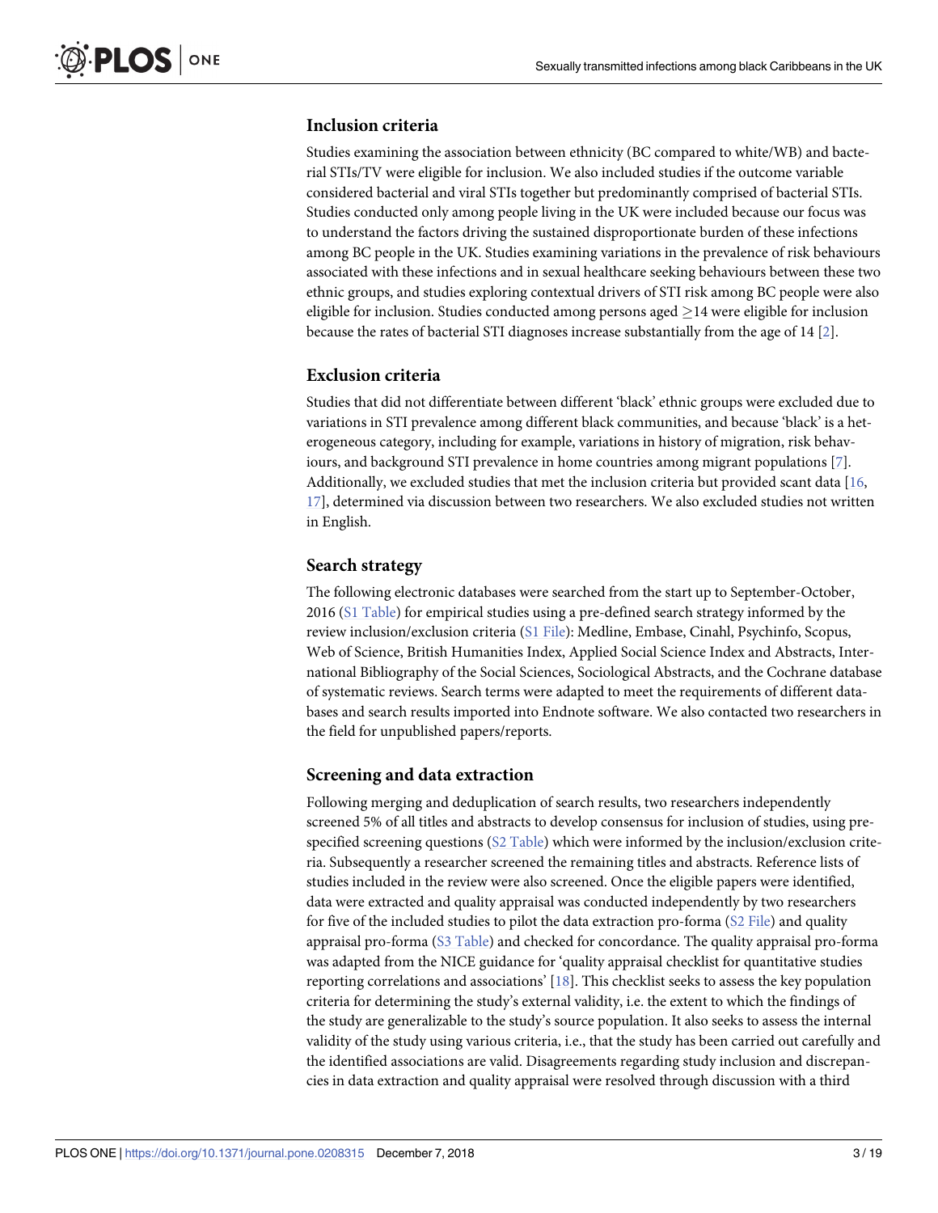## Inclusion criteria

Studies examining the association between ethnicity (BC compared to white/WB) and bacterial STIs/TV were eligible for inclusion. We also included studies if the outcome variable considered bacterial and viral STIs together but predominantly comprised of bacterial STIs. Studies conducted only among people living in the UK were included because our focus was to understand the factors driving the sustained disproportionate burden of these infections among BC people in the UK. Studies examining variations in the prevalence of risk behaviours associated with these infections and in sexual healthcare seeking behaviours between these two ethnic groups, and studies exploring contextual drivers of STI risk among BC people were also eligible for inclusion. Studies conducted among persons aged $\geq$14 were eligible for inclusion because the rates of bacterial STI diagnoses increase substantially from the age of 14 [2].

## Exclusion criteria

Studies that did not differentiate between different 'black' ethnic groups were excluded due to variations in STI prevalence among different black communities, and because 'black' is a heterogeneous category, including for example, variations in history of migration, risk behaviours, and background STI prevalence in home countries among migrant populations [7]. Additionally, we excluded studies that met the inclusion criteria but provided scant data [16, 17], determined via discussion between two researchers. We also excluded studies not written in English.

## Search strategy

The following electronic databases were searched from the start up to September-October, 2016 (S1 Table) for empirical studies using a pre-defined search strategy informed by the review inclusion/exclusion criteria (S1 File): Medline, Embase, Cinahl, Psychinfo, Scopus, Web of Science, British Humanities Index, Applied Social Science Index and Abstracts, International Bibliography of the Social Sciences, Sociological Abstracts, and the Cochrane database of systematic reviews. Search terms were adapted to meet the requirements of different databases and search results imported into Endnote software. We also contacted two researchers in the field for unpublished papers/reports.

## Screening and data extraction

Following merging and deduplication of search results, two researchers independently screened 5% of all titles and abstracts to develop consensus for inclusion of studies, using pre-specified screening questions (S2 Table) which were informed by the inclusion/exclusion criteria. Subsequently a researcher screened the remaining titles and abstracts. Reference lists of studies included in the review were also screened. Once the eligible papers were identified, data were extracted and quality appraisal was conducted independently by two researchers for five of the included studies to pilot the data extraction pro-forma (S2 File) and quality appraisal pro-forma (S3 Table) and checked for concordance. The quality appraisal pro-forma was adapted from the NICE guidance for 'quality appraisal checklist for quantitative studies reporting correlations and associations' [18]. This checklist seeks to assess the key population criteria for determining the study's external validity, i.e. the extent to which the findings of the study are generalizable to the study's source population. It also seeks to assess the internal validity of the study using various criteria, i.e., that the study has been carried out carefully and the identified associations are valid. Disagreements regarding study inclusion and discrepancies in data extraction and quality appraisal were resolved through discussion with a third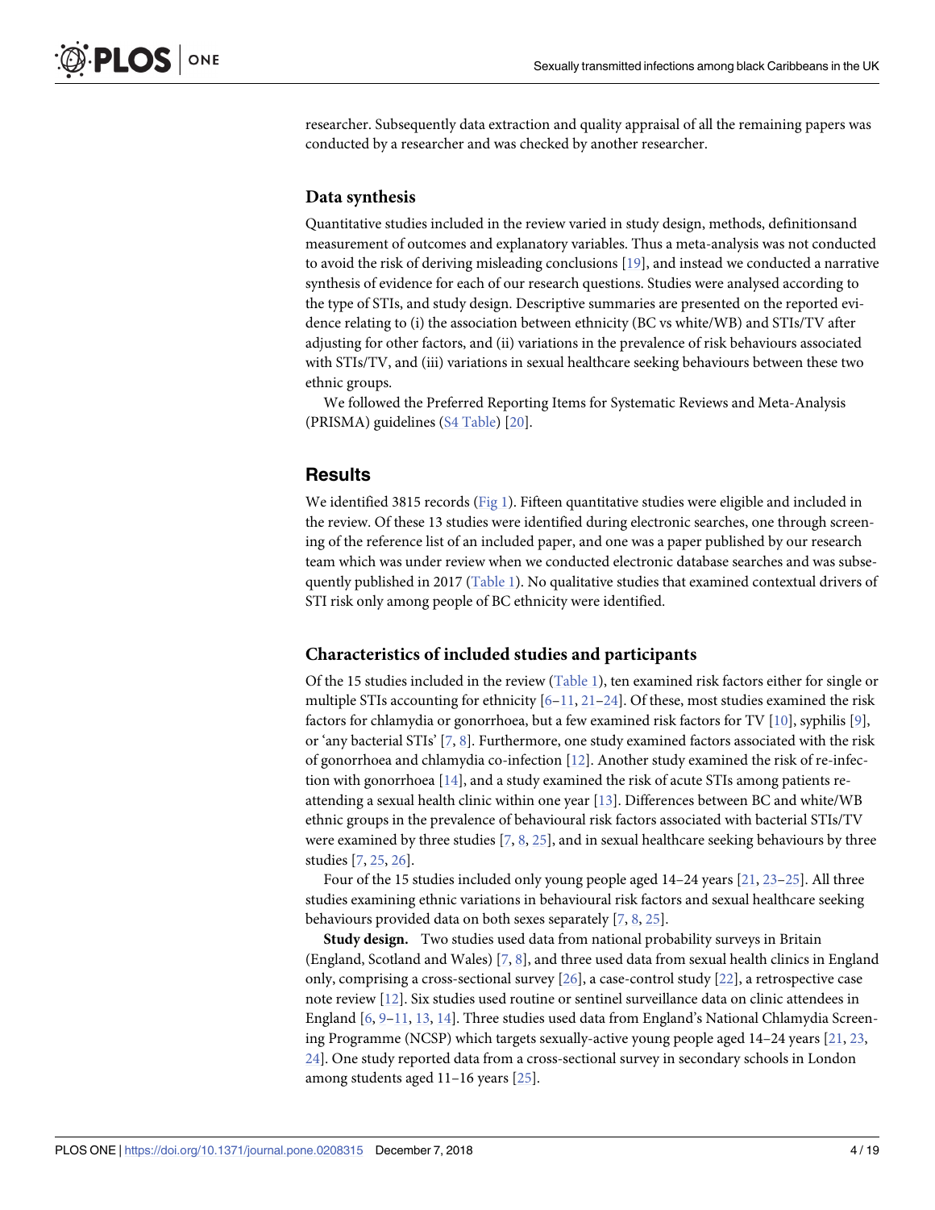researcher. Subsequently data extraction and quality appraisal of all the remaining papers was conducted by a researcher and was checked by another researcher.

### Data synthesis

Quantitative studies included in the review varied in study design, methods, definitionsand measurement of outcomes and explanatory variables. Thus a meta-analysis was not conducted to avoid the risk of deriving misleading conclusions [19], and instead we conducted a narrative synthesis of evidence for each of our research questions. Studies were analysed according to the type of STIs, and study design. Descriptive summaries are presented on the reported evidence relating to (i) the association between ethnicity (BC vs white/WB) and STIs/TV after adjusting for other factors, and (ii) variations in the prevalence of risk behaviours associated with STIs/TV, and (iii) variations in sexual healthcare seeking behaviours between these two ethnic groups.

We followed the Preferred Reporting Items for Systematic Reviews and Meta-Analysis (PRISMA) guidelines (S4 Table) [20].

## Results

We identified 3815 records (Fig 1). Fifteen quantitative studies were eligible and included in the review. Of these 13 studies were identified during electronic searches, one through screening of the reference list of an included paper, and one was a paper published by our research team which was under review when we conducted electronic database searches and was subsequently published in 2017 (Table 1). No qualitative studies that examined contextual drivers of STI risk only among people of BC ethnicity were identified.

### Characteristics of included studies and participants

Of the 15 studies included in the review (Table 1), ten examined risk factors either for single or multiple STIs accounting for ethnicity [6–11, 21–24]. Of these, most studies examined the risk factors for chlamydia or gonorrhoea, but a few examined risk factors for TV [10], syphilis [9], or 'any bacterial STIs' [7, 8]. Furthermore, one study examined factors associated with the risk of gonorrhoea and chlamydia co-infection [12]. Another study examined the risk of re-infection with gonorrhoea [14], and a study examined the risk of acute STIs among patients re-attending a sexual health clinic within one year [13]. Differences between BC and white/WB ethnic groups in the prevalence of behavioural risk factors associated with bacterial STIs/TV were examined by three studies [7, 8, 25], and in sexual healthcare seeking behaviours by three studies [7, 25, 26].

Four of the 15 studies included only young people aged 14–24 years [21, 23–25]. All three studies examining ethnic variations in behavioural risk factors and sexual healthcare seeking behaviours provided data on both sexes separately [7, 8, 25].

**Study design.** Two studies used data from national probability surveys in Britain (England, Scotland and Wales) [7, 8], and three used data from sexual health clinics in England only, comprising a cross-sectional survey [26], a case-control study [22], a retrospective case note review [12]. Six studies used routine or sentinel surveillance data on clinic attendees in England [6, 9–11, 13, 14]. Three studies used data from England's National Chlamydia Screening Programme (NCSP) which targets sexually-active young people aged 14–24 years [21, 23, 24]. One study reported data from a cross-sectional survey in secondary schools in London among students aged 11–16 years [25].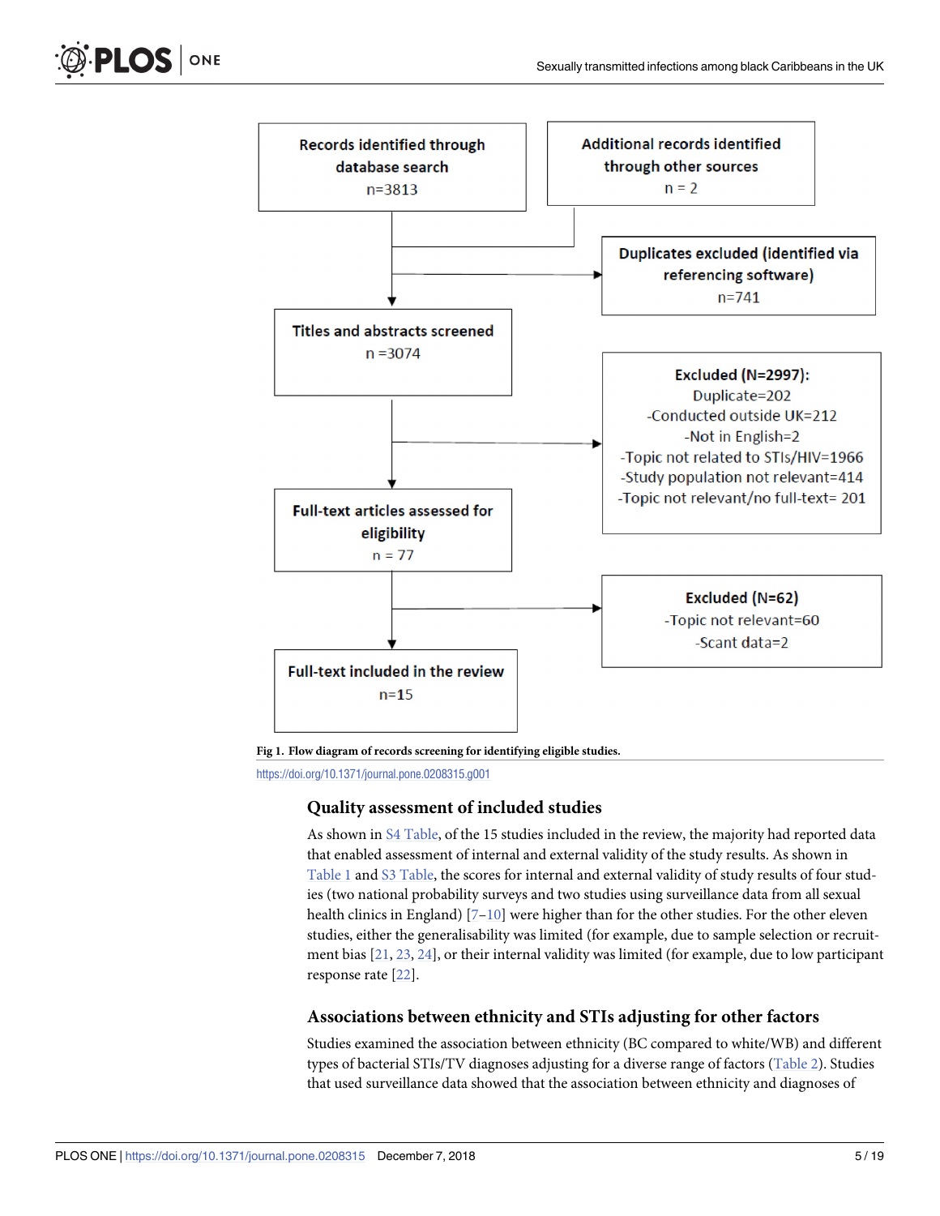Records identified through database search
n=3813

Additional records identified through other sources
n = 2

Duplicates excluded (identified via referencing software)
n=741

Titles and abstracts screened
n =3074

Excluded (N=2997):
Duplicate=202
-Conducted outside UK=212
-Not in English=2
-Topic not related to STIs/HIV=1966
-Study population not relevant=414
-Topic not relevant/no full-text= 201

Full-text articles assessed for eligibility
n = 77

Excluded (N=62)
-Topic not relevant=60
-Scant data=2

Full-text included in the review
n=15

**Fig 1. Flow diagram of records screening for identifying eligible studies.**

https://doi.org/10.1371/journal.pone.0208315.g001

### Quality assessment of included studies

As shown in S4 Table, of the 15 studies included in the review, the majority had reported data that enabled assessment of internal and external validity of the study results. As shown in Table 1 and S3 Table, the scores for internal and external validity of study results of four studies (two national probability surveys and two studies using surveillance data from all sexual health clinics in England) [7–10] were higher than for the other studies. For the other eleven studies, either the generalisability was limited (for example, due to sample selection or recruitment bias [21, 23, 24], or their internal validity was limited (for example, due to low participant response rate [22].

### Associations between ethnicity and STIs adjusting for other factors

Studies examined the association between ethnicity (BC compared to white/WB) and different types of bacterial STIs/TV diagnoses adjusting for a diverse range of factors (Table 2). Studies that used surveillance data showed that the association between ethnicity and diagnoses of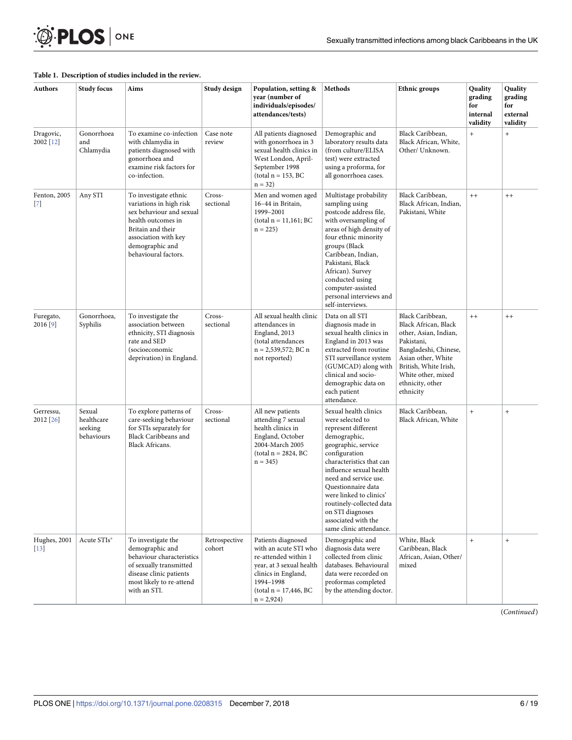**Table 1. Description of studies included in the review.**

| Authors | Study focus | Aims | Study design | Population, setting & year (number of individuals/episodes/attendances/tests) | Methods | Ethnic groups | Quality grading for internal validity | Quality grading for external validity |
|---|---|---|---|---|---|---|---|---|
| Dragovic, 2002 [12] | Gonorrhoea and Chlamydia | To examine co-infection with chlamydia in patients diagnosed with gonorrhoea and examine risk factors for co-infection. | Case note review | All patients diagnosed with gonorrhoea in 3 sexual health clinics in West London, April-September 1998 (total n = 153, BC n = 32) | Demographic and laboratory results data (from culture/ELISA test) were extracted using a proforma, for all gonorrhoea cases. | Black Caribbean, Black African, White, Other/ Unknown. | + | + |
| Fenton, 2005 [7] | Any STI | To investigate ethnic variations in high risk sex behaviour and sexual health outcomes in Britain and their association with key demographic and behavioural factors. | Cross-sectional | Men and women aged 16–44 in Britain, 1999–2001 (total n = 11,161; BC n = 225) | Multistage probability sampling using postcode address file, with oversampling of areas of high density of four ethnic minority groups (Black Caribbean, Indian, Pakistani, Black African). Survey conducted using computer-assisted personal interviews and self-interviews. | Black Caribbean, Black African, Indian, Pakistani, White | ++ | ++ |
| Furegato, 2016 [9] | Gonorrhoea, Syphilis | To investigate the association between ethnicity, STI diagnosis rate and SED (socioeconomic deprivation) in England. | Cross-sectional | All sexual health clinic attendances in England, 2013 (total attendances n = 2,539,572; BC n not reported) | Data on all STI diagnosis made in sexual health clinics in England in 2013 was extracted from routine STI surveillance system (GUMCAD) along with clinical and socio-demographic data on each patient attendance. | Black Caribbean, Black African, Black other, Asian, Indian, Pakistani, Bangladeshi, Chinese, Asian other, White British, White Irish, White other, mixed ethnicity, other ethnicity | ++ | ++ |
| Gerressu, 2012 [26] | Sexual healthcare seeking behaviours | To explore patterns of care-seeking behaviour for STIs separately for Black Caribbeans and Black Africans. | Cross-sectional | All new patients attending 7 sexual health clinics in England, October 2004-March 2005 (total n = 2824, BC n = 345) | Sexual health clinics were selected to represent different demographic, geographic, service configuration characteristics that can influence sexual health need and service use. Questionnaire data were linked to clinics' routinely-collected data on STI diagnoses associated with the same clinic attendance. | Black Caribbean, Black African, White | + | + |
| Hughes, 2001 [13] | Acute STIs* | To investigate the demographic and behaviour characteristics of sexually transmitted disease clinic patients most likely to re-attend with an STI. | Retrospective cohort | Patients diagnosed with an acute STI who re-attended within 1 year, at 3 sexual health clinics in England, 1994–1998 (total n = 17,446, BC n = 2,924) | Demographic and diagnosis data were collected from clinic databases. Behavioural data were recorded on proformas completed by the attending doctor. | White, Black Caribbean, Black African, Asian, Other/ mixed | + | + |

(*Continued*)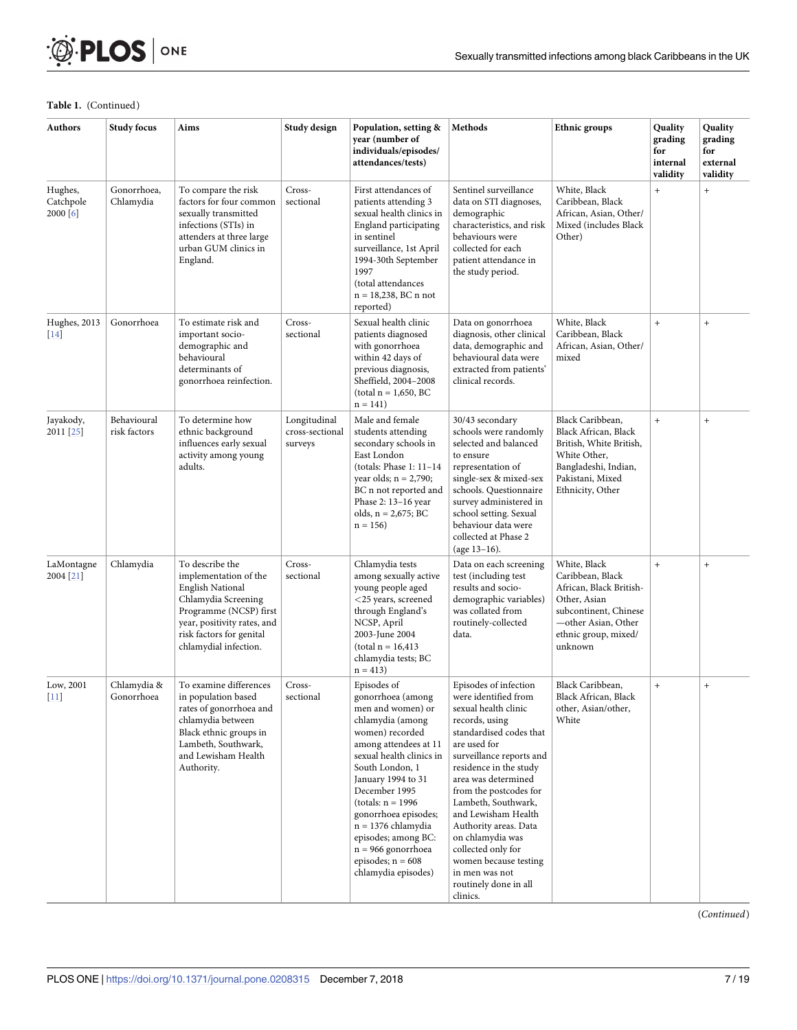**Table 1.** (Continued)

| Authors | Study focus | Aims | Study design | Population, setting & year (number of individuals/episodes/attendances/tests) | Methods | Ethnic groups | Quality grading for internal validity | Quality grading for external validity |
|---|---|---|---|---|---|---|---|---|
| Hughes, Catchpole 2000 [6] | Gonorrhoea, Chlamydia | To compare the risk factors for four common sexually transmitted infections (STIs) in attenders at three large urban GUM clinics in England. | Cross-sectional | First attendances of patients attending 3 sexual health clinics in England participating in sentinel surveillance, 1st April 1994-30th September 1997 (total attendances n = 18,238, BC n not reported) | Sentinel surveillance data on STI diagnoses, demographic characteristics, and risk behaviours were collected for each patient attendance in the study period. | White, Black Caribbean, Black African, Asian, Other/Mixed (includes Black Other) | + | + |
| Hughes, 2013 [14] | Gonorrhoea | To estimate risk and important socio-demographic and behavioural determinants of gonorrhoea reinfection. | Cross-sectional | Sexual health clinic patients diagnosed with gonorrhoea within 42 days of previous diagnosis, Sheffield, 2004–2008 (total n = 1,650, BC n = 141) | Data on gonorrhoea diagnosis, other clinical data, demographic and behavioural data were extracted from patients' clinical records. | White, Black Caribbean, Black African, Asian, Other/mixed | + | + |
| Jayakody, 2011 [25] | Behavioural risk factors | To determine how ethnic background influences early sexual activity among young adults. | Longitudinal cross-sectional surveys | Male and female students attending secondary schools in East London (totals: Phase 1: 11–14 year olds; n = 2,790; BC n not reported and Phase 2: 13–16 year olds, n = 2,675; BC n = 156) | 30/43 secondary schools were randomly selected and balanced to ensure representation of single-sex & mixed-sex schools. Questionnaire survey administered in school setting. Sexual behaviour data were collected at Phase 2 (age 13–16). | Black Caribbean, Black African, Black British, White British, White Other, Bangladeshi, Indian, Pakistani, Mixed Ethnicity, Other | + | + |
| LaMontagne 2004 [21] | Chlamydia | To describe the implementation of the English National Chlamydia Screening Programme (NCSP) first year, positivity rates, and risk factors for genital chlamydial infection. | Cross-sectional | Chlamydia tests among sexually active young people aged <25 years, screened through England's NCSP, April 2003-June 2004 (total n = 16,413 chlamydia tests; BC n = 413) | Data on each screening test (including test results and socio-demographic variables) was collated from routinely-collected data. | White, Black Caribbean, Black African, Black British-Other, Asian subcontinent, Chinese—other Asian, Other ethnic group, mixed/unknown | + | + |
| Low, 2001 [11] | Chlamydia & Gonorrhoea | To examine differences in population based rates of gonorrhoea and chlamydia between Black ethnic groups in Lambeth, Southwark, and Lewisham Health Authority. | Cross-sectional | Episodes of gonorrhoea (among men and women) or chlamydia (among women) recorded among attendees at 11 sexual health clinics in South London, 1 January 1994 to 31 December 1995 (totals: n = 1996 gonorrhoea episodes; n = 1376 chlamydia episodes; among BC: n = 966 gonorrhoea episodes; n = 608 chlamydia episodes) | Episodes of infection were identified from sexual health clinic records, using standardised codes that are used for surveillance reports and residence in the study area was determined from the postcodes for Lambeth, Southwark, and Lewisham Health Authority areas. Data on chlamydia was collected only for women because testing in men was not routinely done in all clinics. | Black Caribbean, Black African, Black other, Asian/other, White | + | + |

(Continued)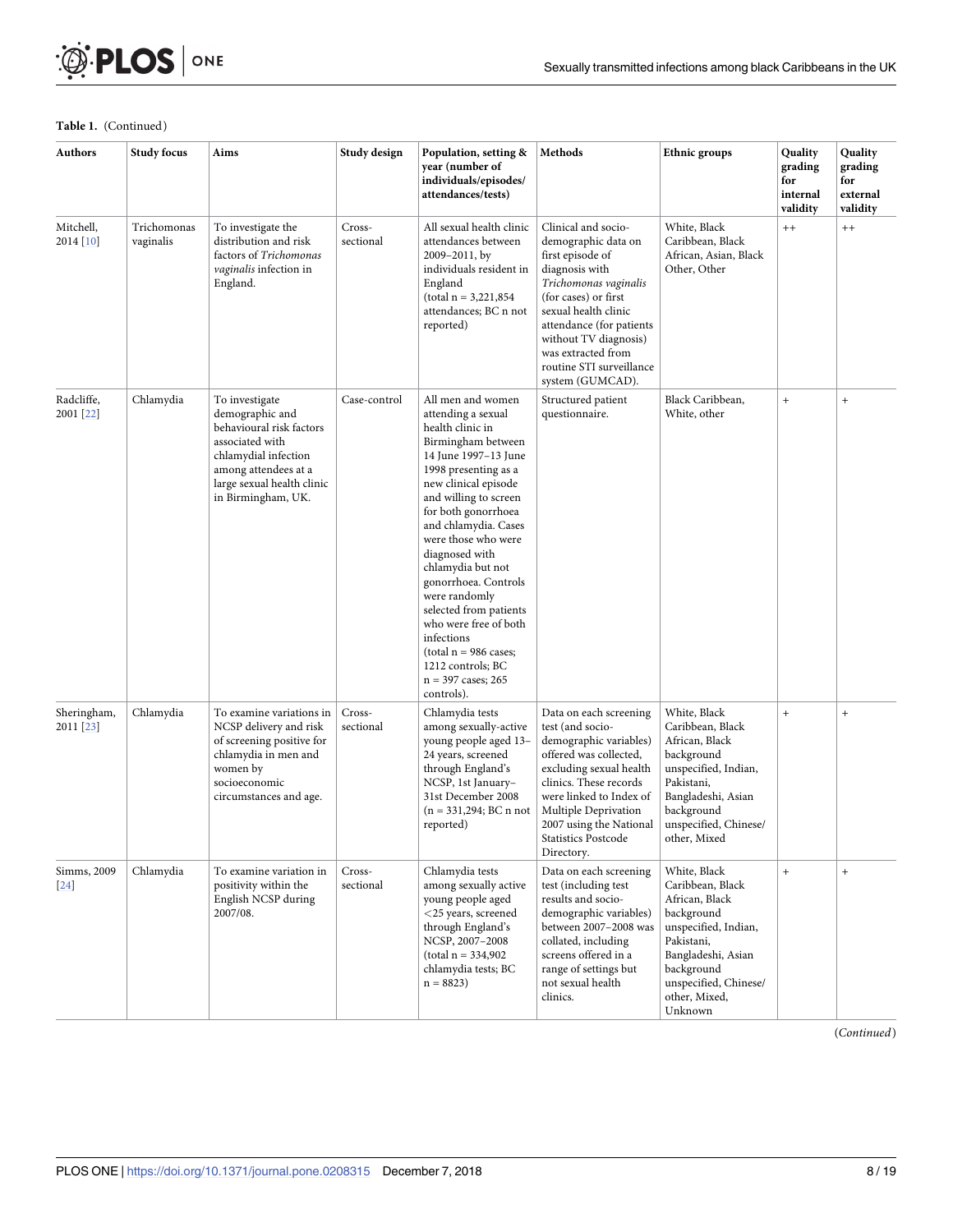**Table 1.** (Continued)

| Authors | Study focus | Aims | Study design | Population, setting & year (number of individuals/episodes/attendances/tests) | Methods | Ethnic groups | Quality grading for internal validity | Quality grading for external validity |
|---|---|---|---|---|---|---|---|---|
| Mitchell, 2014 [10] | Trichomonas vaginalis | To investigate the distribution and risk factors of *Trichomonas vaginalis* infection in England. | Cross-sectional | All sexual health clinic attendances between 2009–2011, by individuals resident in England (total n = 3,221,854 attendances; BC n not reported) | Clinical and socio-demographic data on first episode of diagnosis with *Trichomonas vaginalis* (for cases) or first sexual health clinic attendance (for patients without TV diagnosis) was extracted from routine STI surveillance system (GUMCAD). | White, Black Caribbean, Black African, Asian, Black Other, Other | ++ | ++ |
| Radcliffe, 2001 [22] | Chlamydia | To investigate demographic and behavioural risk factors associated with chlamydial infection among attendees at a large sexual health clinic in Birmingham, UK. | Case-control | All men and women attending a sexual health clinic in Birmingham between 14 June 1997–13 June 1998 presenting as a new clinical episode and willing to screen for both gonorrhoea and chlamydia. Cases were those who were diagnosed with chlamydia but not gonorrhoea. Controls were randomly selected from patients who were free of both infections (total n = 986 cases; 1212 controls; BC n = 397 cases; 265 controls). | Structured patient questionnaire. | Black Caribbean, White, other | + | + |
| Sheringham, 2011 [23] | Chlamydia | To examine variations in NCSP delivery and risk of screening positive for chlamydia in men and women by socioeconomic circumstances and age. | Cross-sectional | Chlamydia tests among sexually-active young people aged 13–24 years, screened through England's NCSP, 1st January–31st December 2008 (n = 331,294; BC n not reported) | Data on each screening test (and socio-demographic variables) offered was collected, excluding sexual health clinics. These records were linked to Index of Multiple Deprivation 2007 using the National Statistics Postcode Directory. | White, Black Caribbean, Black African, Black background unspecified, Indian, Pakistani, Bangladeshi, Asian background unspecified, Chinese/ other, Mixed | + | + |
| Simms, 2009 [24] | Chlamydia | To examine variation in positivity within the English NCSP during 2007/08. | Cross-sectional | Chlamydia tests among sexually active young people aged <25 years, screened through England's NCSP, 2007–2008 (total n = 334,902 chlamydia tests; BC n = 8823) | Data on each screening test (including test results and socio-demographic variables) between 2007–2008 was collated, including screens offered in a range of settings but not sexual health clinics. | White, Black Caribbean, Black African, Black background unspecified, Indian, Pakistani, Bangladeshi, Asian background unspecified, Chinese/ other, Mixed, Unknown | + | + |

(Continued)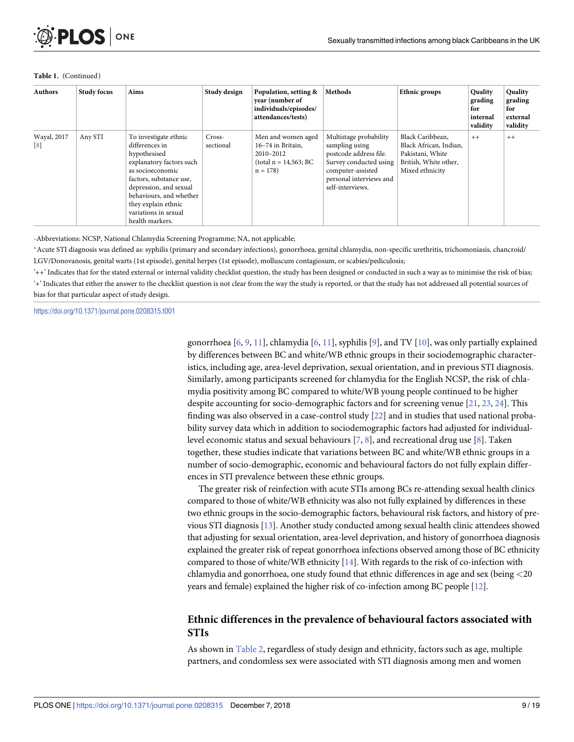**Table 1.** (Continued)

| Authors | Study focus | Aims | Study design | Population, setting & year (number of individuals/episodes/ attendances/tests) | Methods | Ethnic groups | Quality grading for internal validity | Quality grading for external validity |
|---|---|---|---|---|---|---|---|---|
| Wayal, 2017 [8] | Any STI | To investigate ethnic differences in hypothesised explanatory factors such as socioeconomic factors, substance use, depression, and sexual behaviours, and whether they explain ethnic variations in sexual health markers. | Cross-sectional | Men and women aged 16–74 in Britain, 2010–2012 (total n = 14,563; BC n = 178) | Multistage probability sampling using postcode address file. Survey conducted using computer-assisted personal interviews and self-interviews. | Black Caribbean, Black African, Indian, Pakistani, White British, White other, Mixed ethnicity | ++ | ++ |

-Abbreviations: NCSP, National Chlamydia Screening Programme; NA, not applicable;

*Acute STI diagnosis was defined as: syphilis (primary and secondary infections), gonorrhoea, genital chlamydia, non-specific urethritis, trichomoniasis, chancroid/ LGV/Donovanosis, genital warts (1st episode), genital herpes (1st episode), molluscum contagiosum, or scabies/pediculosis;

'++' Indicates that for the stated external or internal validity checklist question, the study has been designed or conducted in such a way as to minimise the risk of bias;

'+' Indicates that either the answer to the checklist question is not clear from the way the study is reported, or that the study has not addressed all potential sources of bias for that particular aspect of study design.

https://doi.org/10.1371/journal.pone.0208315.t001

gonorrhoea [6, 9, 11], chlamydia [6, 11], syphilis [9], and TV [10], was only partially explained by differences between BC and white/WB ethnic groups in their sociodemographic characteristics, including age, area-level deprivation, sexual orientation, and in previous STI diagnosis. Similarly, among participants screened for chlamydia for the English NCSP, the risk of chlamydia positivity among BC compared to white/WB young people continued to be higher despite accounting for socio-demographic factors and for screening venue [21, 23, 24]. This finding was also observed in a case-control study [22] and in studies that used national probability survey data which in addition to sociodemographic factors had adjusted for individual-level economic status and sexual behaviours [7, 8], and recreational drug use [8]. Taken together, these studies indicate that variations between BC and white/WB ethnic groups in a number of socio-demographic, economic and behavioural factors do not fully explain differences in STI prevalence between these ethnic groups.

The greater risk of reinfection with acute STIs among BCs re-attending sexual health clinics compared to those of white/WB ethnicity was also not fully explained by differences in these two ethnic groups in the socio-demographic factors, behavioural risk factors, and history of previous STI diagnosis [13]. Another study conducted among sexual health clinic attendees showed that adjusting for sexual orientation, area-level deprivation, and history of gonorrhoea diagnosis explained the greater risk of repeat gonorrhoea infections observed among those of BC ethnicity compared to those of white/WB ethnicity [14]. With regards to the risk of co-infection with chlamydia and gonorrhoea, one study found that ethnic differences in age and sex (being <20 years and female) explained the higher risk of co-infection among BC people [12].

## Ethnic differences in the prevalence of behavioural factors associated with STIs

As shown in Table 2, regardless of study design and ethnicity, factors such as age, multiple partners, and condomless sex were associated with STI diagnosis among men and women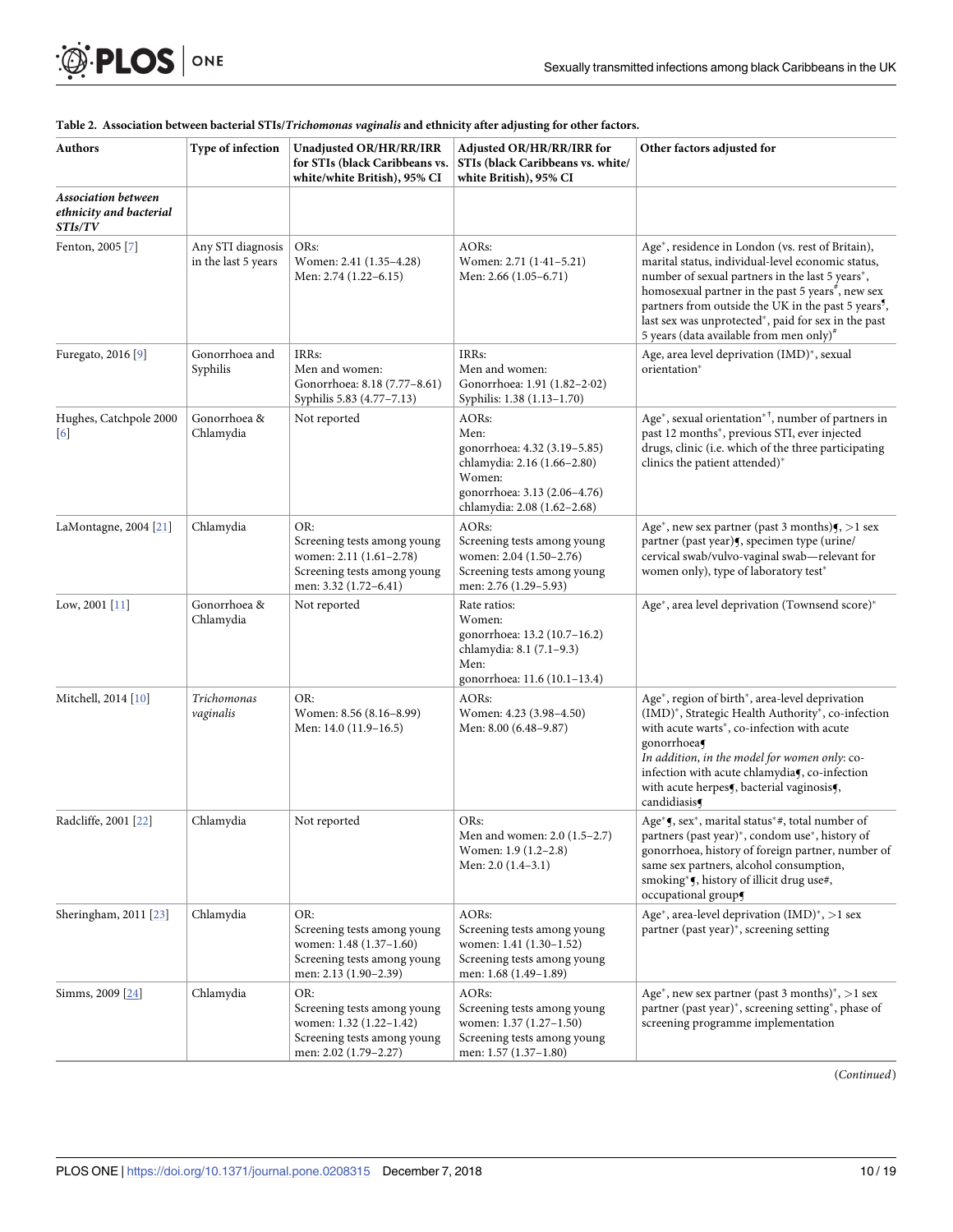**Table 2. Association between bacterial STIs/*Trichomonas vaginalis* and ethnicity after adjusting for other factors.**

| Authors | Type of infection | Unadjusted OR/HR/RR/IRR for STIs (black Caribbeans vs. white/white British), 95% CI | Adjusted OR/HR/RR/IRR for STIs (black Caribbeans vs. white/ white British), 95% CI | Other factors adjusted for |
|---|---|---|---|---|
| ***Association between ethnicity and bacterial STIs/TV*** | | | | |
| Fenton, 2005 [7] | Any STI diagnosis in the last 5 years | ORs:<br>Women: 2.41 (1.35–4.28)<br>Men: 2.74 (1.22–6.15) | AORs:<br>Women: 2.71 (1·41–5.21)<br>Men: 2.66 (1.05–6.71) | Age*, residence in London (vs. rest of Britain), marital status, individual-level economic status, number of sexual partners in the last 5 years*, homosexual partner in the past 5 years#, new sex partners from outside the UK in the past 5 years¶, last sex was unprotected*, paid for sex in the past 5 years (data available from men only)# |
| Furegato, 2016 [9] | Gonorrhoea and Syphilis | IRRs:<br>Men and women:<br>Gonorrhoea: 8.18 (7.77–8.61)<br>Syphilis 5.83 (4.77–7.13) | IRRs:<br>Men and women:<br>Gonorrhoea: 1.91 (1.82–2·02)<br>Syphilis: 1.38 (1.13–1.70) | Age, area level deprivation (IMD)*, sexual orientation* |
| Hughes, Catchpole 2000 [6] | Gonorrhoea & Chlamydia | Not reported | AORs:<br>Men:<br>gonorrhoea: 4.32 (3.19–5.85)<br>chlamydia: 2.16 (1.66–2.80)<br>Women:<br>gonorrhoea: 3.13 (2.06–4.76)<br>chlamydia: 2.08 (1.62–2.68) | Age*, sexual orientation*†, number of partners in past 12 months*, previous STI, ever injected drugs, clinic (i.e. which of the three participating clinics the patient attended)* |
| LaMontagne, 2004 [21] | Chlamydia | OR:<br>Screening tests among young women: 2.11 (1.61–2.78)<br>Screening tests among young men: 3.32 (1.72–6.41) | AORs:<br>Screening tests among young women: 2.04 (1.50–2.76)<br>Screening tests among young men: 2.76 (1.29–5.93) | Age*, new sex partner (past 3 months)¶, >1 sex partner (past year)¶, specimen type (urine/ cervical swab/vulvo-vaginal swab—relevant for women only), type of laboratory test* |
| Low, 2001 [11] | Gonorrhoea & Chlamydia | Not reported | Rate ratios:<br>Women:<br>gonorrhoea: 13.2 (10.7–16.2)<br>chlamydia: 8.1 (7.1–9.3)<br>Men:<br>gonorrhoea: 11.6 (10.1–13.4) | Age*, area level deprivation (Townsend score)* |
| Mitchell, 2014 [10] | *Trichomonas vaginalis* | OR:<br>Women: 8.56 (8.16–8.99)<br>Men: 14.0 (11.9–16.5) | AORs:<br>Women: 4.23 (3.98–4.50)<br>Men: 8.00 (6.48–9.87) | Age*, region of birth*, area-level deprivation (IMD)*, Strategic Health Authority*, co-infection with acute warts*, co-infection with acute gonorrhoea¶<br>*In addition, in the model for women only*: co-infection with acute chlamydia¶, co-infection with acute herpes¶, bacterial vaginosis¶, candidiasis¶ |
| Radcliffe, 2001 [22] | Chlamydia | Not reported | ORs:<br>Men and women: 2.0 (1.5–2.7)<br>Women: 1.9 (1.2–2.8)<br>Men: 2.0 (1.4–3.1) | Age*¶, sex*, marital status*#, total number of partners (past year)*, condom use*, history of gonorrhoea, history of foreign partner, number of same sex partners, alcohol consumption, smoking*¶, history of illicit drug use#, occupational group¶ |
| Sheringham, 2011 [23] | Chlamydia | OR:<br>Screening tests among young women: 1.48 (1.37–1.60)<br>Screening tests among young men: 2.13 (1.90–2.39) | AORs:<br>Screening tests among young women: 1.41 (1.30–1.52)<br>Screening tests among young men: 1.68 (1.49–1.89) | Age*, area-level deprivation (IMD)*, >1 sex partner (past year)*, screening setting |
| Simms, 2009 [24] | Chlamydia | OR:<br>Screening tests among young women: 1.32 (1.22–1.42)<br>Screening tests among young men: 2.02 (1.79–2.27) | AORs:<br>Screening tests among young women: 1.37 (1.27–1.50)<br>Screening tests among young men: 1.57 (1.37–1.80) | Age*, new sex partner (past 3 months)*, >1 sex partner (past year)*, screening setting*, phase of screening programme implementation |

(*Continued*)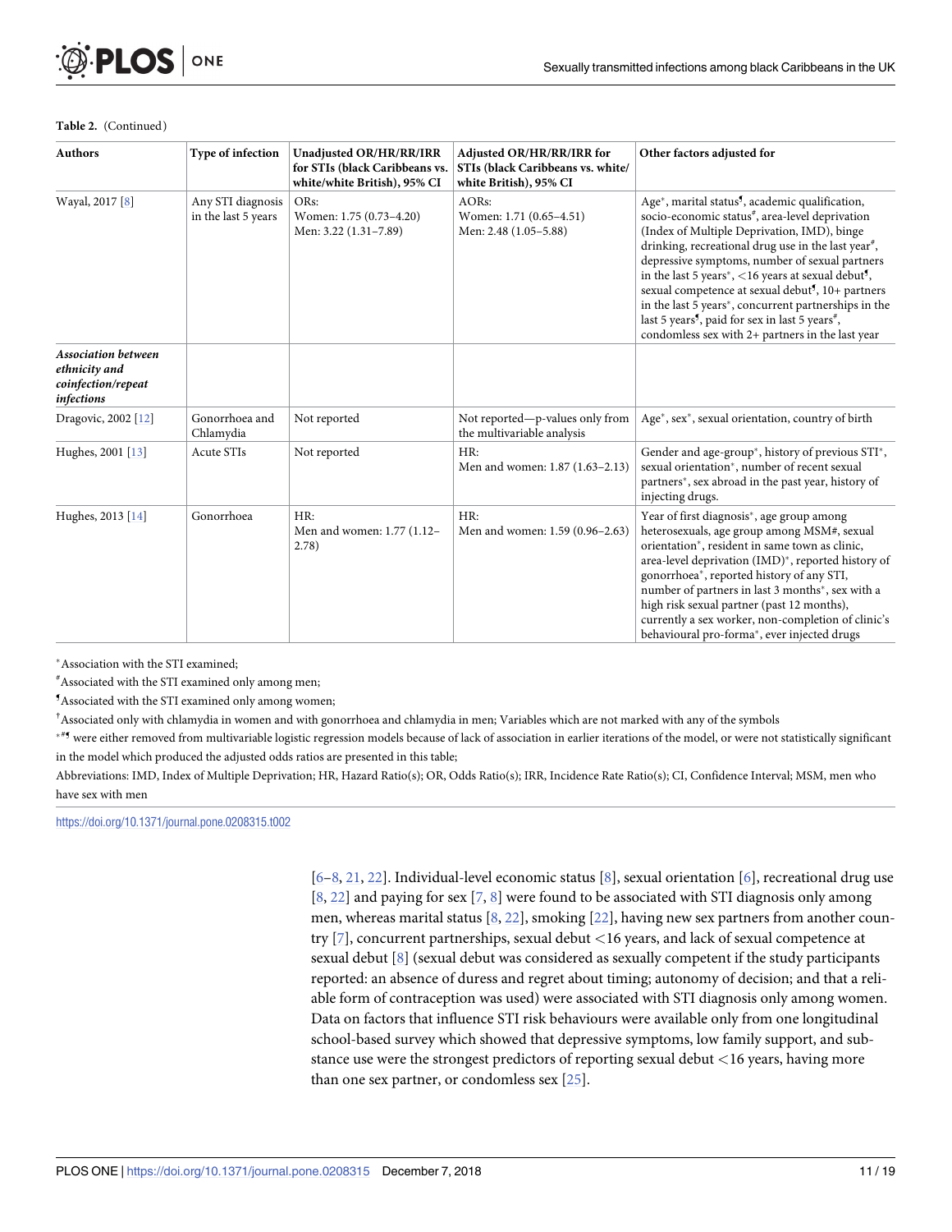**Table 2.** (Continued)

| Authors | Type of infection | Unadjusted OR/HR/RR/IRR for STIs (black Caribbeans vs. white/white British), 95% CI | Adjusted OR/HR/RR/IRR for STIs (black Caribbeans vs. white/white British), 95% CI | Other factors adjusted for |
|---|---|---|---|---|
| Wayal, 2017 [8] | Any STI diagnosis in the last 5 years | ORs:<br>Women: 1.75 (0.73–4.20)<br>Men: 3.22 (1.31–7.89) | AORs:<br>Women: 1.71 (0.65–4.51)<br>Men: 2.48 (1.05–5.88) | Age*, marital status¶, academic qualification, socio-economic status#, area-level deprivation (Index of Multiple Deprivation, IMD), binge drinking, recreational drug use in the last year#, depressive symptoms, number of sexual partners in the last 5 years*, <16 years at sexual debut¶, sexual competence at sexual debut¶, 10+ partners in the last 5 years*, concurrent partnerships in the last 5 years¶, paid for sex in last 5 years#, condomless sex with 2+ partners in the last year |
| ***Association between ethnicity and coinfection/repeat infections*** | | | | |
| Dragovic, 2002 [12] | Gonorrhoea and Chlamydia | Not reported | Not reported—p-values only from the multivariable analysis | Age*, sex*, sexual orientation, country of birth |
| Hughes, 2001 [13] | Acute STIs | Not reported | HR:<br>Men and women: 1.87 (1.63–2.13) | Gender and age-group*, history of previous STI*, sexual orientation*, number of recent sexual partners*, sex abroad in the past year, history of injecting drugs. |
| Hughes, 2013 [14] | Gonorrhoea | HR:<br>Men and women: 1.77 (1.12–2.78) | HR:<br>Men and women: 1.59 (0.96–2.63) | Year of first diagnosis*, age group among heterosexuals, age group among MSM#, sexual orientation*, resident in same town as clinic, area-level deprivation (IMD)*, reported history of gonorrhoea*, reported history of any STI, number of partners in last 3 months*, sex with a high risk sexual partner (past 12 months), currently a sex worker, non-completion of clinic's behavioural pro-forma*, ever injected drugs |

*Association with the STI examined;

#Associated with the STI examined only among men;

¶Associated with the STI examined only among women;

†Associated only with chlamydia in women and with gonorrhoea and chlamydia in men; Variables which are not marked with any of the symbols *#¶ were either removed from multivariable logistic regression models because of lack of association in earlier iterations of the model, or were not statistically significant in the model which produced the adjusted odds ratios are presented in this table;

Abbreviations: IMD, Index of Multiple Deprivation; HR, Hazard Ratio(s); OR, Odds Ratio(s); IRR, Incidence Rate Ratio(s); CI, Confidence Interval; MSM, men who have sex with men

https://doi.org/10.1371/journal.pone.0208315.t002

[6–8, 21, 22]. Individual-level economic status [8], sexual orientation [6], recreational drug use [8, 22] and paying for sex [7, 8] were found to be associated with STI diagnosis only among men, whereas marital status [8, 22], smoking [22], having new sex partners from another country [7], concurrent partnerships, sexual debut <16 years, and lack of sexual competence at sexual debut [8] (sexual debut was considered as sexually competent if the study participants reported: an absence of duress and regret about timing; autonomy of decision; and that a reliable form of contraception was used) were associated with STI diagnosis only among women. Data on factors that influence STI risk behaviours were available only from one longitudinal school-based survey which showed that depressive symptoms, low family support, and substance use were the strongest predictors of reporting sexual debut <16 years, having more than one sex partner, or condomless sex [25].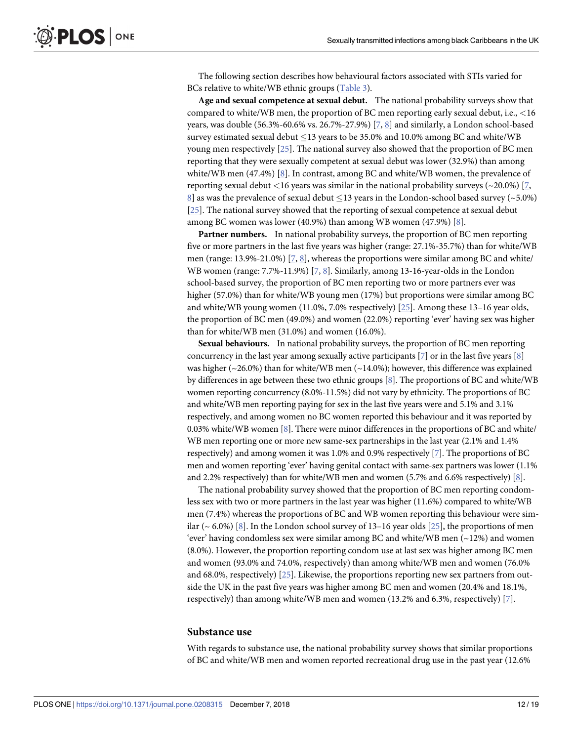The following section describes how behavioural factors associated with STIs varied for BCs relative to white/WB ethnic groups (Table 3).

**Age and sexual competence at sexual debut.** The national probability surveys show that compared to white/WB men, the proportion of BC men reporting early sexual debut, i.e., <16 years, was double (56.3%-60.6% vs. 26.7%-27.9%) [7, 8] and similarly, a London school-based survey estimated sexual debut ≤13 years to be 35.0% and 10.0% among BC and white/WB young men respectively [25]. The national survey also showed that the proportion of BC men reporting that they were sexually competent at sexual debut was lower (32.9%) than among white/WB men (47.4%) [8]. In contrast, among BC and white/WB women, the prevalence of reporting sexual debut <16 years was similar in the national probability surveys (~20.0%) [7, 8] as was the prevalence of sexual debut ≤13 years in the London-school based survey (~5.0%) [25]. The national survey showed that the reporting of sexual competence at sexual debut among BC women was lower (40.9%) than among WB women (47.9%) [8].

**Partner numbers.** In national probability surveys, the proportion of BC men reporting five or more partners in the last five years was higher (range: 27.1%-35.7%) than for white/WB men (range: 13.9%-21.0%) [7, 8], whereas the proportions were similar among BC and white/WB women (range: 7.7%-11.9%) [7, 8]. Similarly, among 13-16-year-olds in the London school-based survey, the proportion of BC men reporting two or more partners ever was higher (57.0%) than for white/WB young men (17%) but proportions were similar among BC and white/WB young women (11.0%, 7.0% respectively) [25]. Among these 13–16 year olds, the proportion of BC men (49.0%) and women (22.0%) reporting 'ever' having sex was higher than for white/WB men (31.0%) and women (16.0%).

**Sexual behaviours.** In national probability surveys, the proportion of BC men reporting concurrency in the last year among sexually active participants [7] or in the last five years [8] was higher (~26.0%) than for white/WB men (~14.0%); however, this difference was explained by differences in age between these two ethnic groups [8]. The proportions of BC and white/WB women reporting concurrency (8.0%-11.5%) did not vary by ethnicity. The proportions of BC and white/WB men reporting paying for sex in the last five years were and 5.1% and 3.1% respectively, and among women no BC women reported this behaviour and it was reported by 0.03% white/WB women [8]. There were minor differences in the proportions of BC and white/WB men reporting one or more new same-sex partnerships in the last year (2.1% and 1.4% respectively) and among women it was 1.0% and 0.9% respectively [7]. The proportions of BC men and women reporting 'ever' having genital contact with same-sex partners was lower (1.1% and 2.2% respectively) than for white/WB men and women (5.7% and 6.6% respectively) [8].

The national probability survey showed that the proportion of BC men reporting condomless sex with two or more partners in the last year was higher (11.6%) compared to white/WB men (7.4%) whereas the proportions of BC and WB women reporting this behaviour were similar (~ 6.0%) [8]. In the London school survey of 13–16 year olds [25], the proportions of men 'ever' having condomless sex were similar among BC and white/WB men (~12%) and women (8.0%). However, the proportion reporting condom use at last sex was higher among BC men and women (93.0% and 74.0%, respectively) than among white/WB men and women (76.0% and 68.0%, respectively) [25]. Likewise, the proportions reporting new sex partners from outside the UK in the past five years was higher among BC men and women (20.4% and 18.1%, respectively) than among white/WB men and women (13.2% and 6.3%, respectively) [7].

## Substance use

With regards to substance use, the national probability survey shows that similar proportions of BC and white/WB men and women reported recreational drug use in the past year (12.6%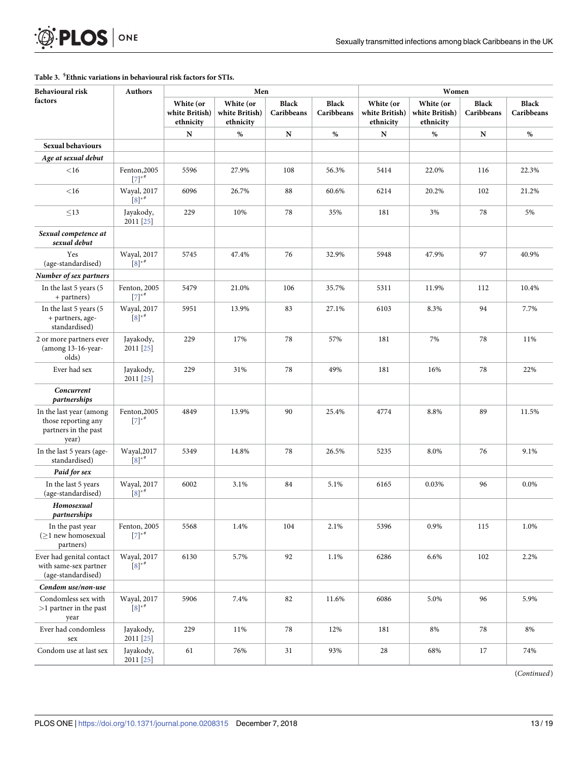**Table 3. [$]Ethnic variations in behavioural risk factors for STIs.**

| Behavioural risk factors | Authors | Men | | | | Women | | | |
|---|---|---|---|---|---|---|---|---|---|
| | | White (or white British) ethnicity | White (or white British) ethnicity | Black Caribbeans | Black Caribbeans | White (or white British) ethnicity | White (or white British) ethnicity | Black Caribbeans | Black Caribbeans |
| | | N | % | N | % | N | % | N | % |
| **Sexual behaviours** | | | | | | | | | |
| ***Age at sexual debut*** | | | | | | | | | |
| <16 | Fenton,2005 [7][*#] | 5596 | 27.9% | 108 | 56.3% | 5414 | 22.0% | 116 | 22.3% |
| <16 | Wayal, 2017 [8][*#] | 6096 | 26.7% | 88 | 60.6% | 6214 | 20.2% | 102 | 21.2% |
| ≤13 | Jayakody, 2011 [25] | 229 | 10% | 78 | 35% | 181 | 3% | 78 | 5% |
| ***Sexual competence at sexual debut*** | | | | | | | | | |
| Yes (age-standardised) | Wayal, 2017 [8][*#] | 5745 | 47.4% | 76 | 32.9% | 5948 | 47.9% | 97 | 40.9% |
| ***Number of sex partners*** | | | | | | | | | |
| In the last 5 years (5 + partners) | Fenton, 2005 [7][*#] | 5479 | 21.0% | 106 | 35.7% | 5311 | 11.9% | 112 | 10.4% |
| In the last 5 years (5 + partners, age-standardised) | Wayal, 2017 [8][*#] | 5951 | 13.9% | 83 | 27.1% | 6103 | 8.3% | 94 | 7.7% |
| 2 or more partners ever (among 13-16-year-olds) | Jayakody, 2011 [25] | 229 | 17% | 78 | 57% | 181 | 7% | 78 | 11% |
| Ever had sex | Jayakody, 2011 [25] | 229 | 31% | 78 | 49% | 181 | 16% | 78 | 22% |
| ***Concurrent partnerships*** | | | | | | | | | |
| In the last year (among those reporting any partners in the past year) | Fenton,2005 [7][*#] | 4849 | 13.9% | 90 | 25.4% | 4774 | 8.8% | 89 | 11.5% |
| In the last 5 years (age-standardised) | Wayal,2017 [8][*#] | 5349 | 14.8% | 78 | 26.5% | 5235 | 8.0% | 76 | 9.1% |
| ***Paid for sex*** | | | | | | | | | |
| In the last 5 years (age-standardised) | Wayal, 2017 [8][*#] | 6002 | 3.1% | 84 | 5.1% | 6165 | 0.03% | 96 | 0.0% |
| ***Homosexual partnerships*** | | | | | | | | | |
| In the past year (≥1 new homosexual partners) | Fenton, 2005 [7][*#] | 5568 | 1.4% | 104 | 2.1% | 5396 | 0.9% | 115 | 1.0% |
| Ever had genital contact with same-sex partner (age-standardised) | Wayal, 2017 [8][*#] | 6130 | 5.7% | 92 | 1.1% | 6286 | 6.6% | 102 | 2.2% |
| ***Condom use/non-use*** | | | | | | | | | |
| Condomless sex with >1 partner in the past year | Wayal, 2017 [8][*#] | 5906 | 7.4% | 82 | 11.6% | 6086 | 5.0% | 96 | 5.9% |
| Ever had condomless sex | Jayakody, 2011 [25] | 229 | 11% | 78 | 12% | 181 | 8% | 78 | 8% |
| Condom use at last sex | Jayakody, 2011 [25] | 61 | 76% | 31 | 93% | 28 | 68% | 17 | 74% |

(*Continued*)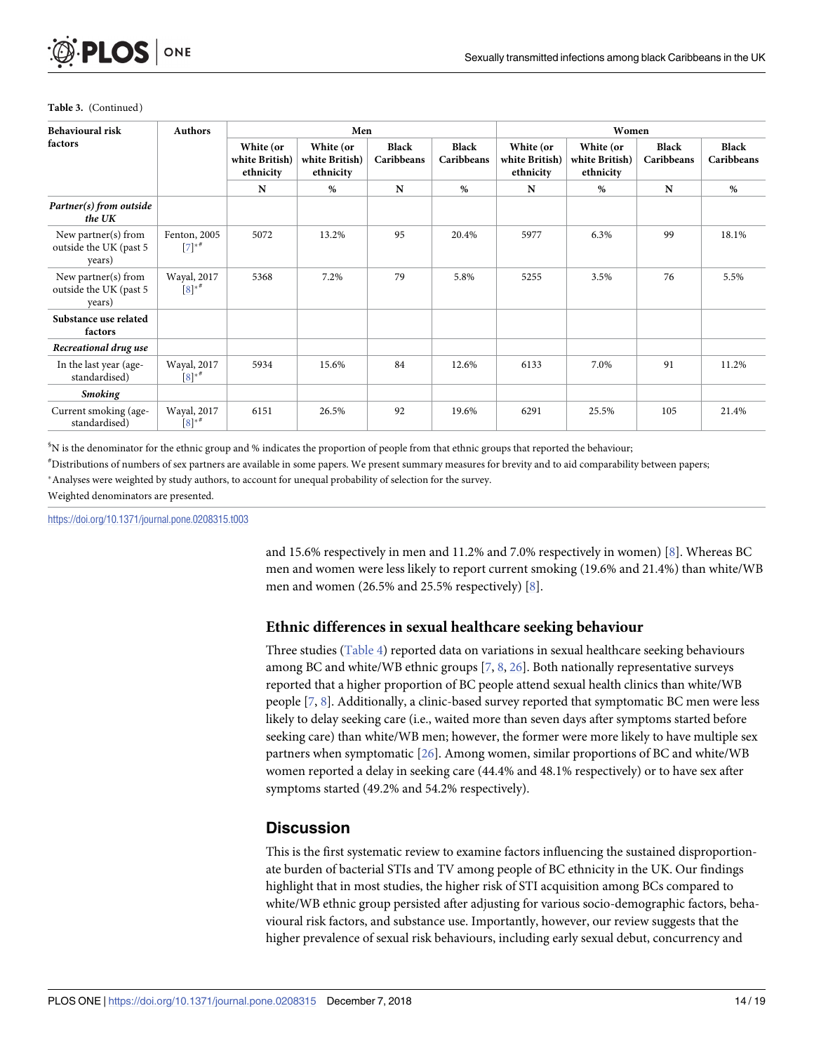**Table 3.** (Continued)

| Behavioural risk factors | Authors | Men | | | | Women | | | |
|---|---|---|---|---|---|---|---|---|---|
| | | White (or white British) ethnicity | White (or white British) ethnicity | Black Caribbeans | Black Caribbeans | White (or white British) ethnicity | White (or white British) ethnicity | Black Caribbeans | Black Caribbeans |
| | | N | % | N | % | N | % | N | % |
| ***Partner(s) from outside the UK*** | | | | | | | | | |
| New partner(s) from outside the UK (past 5 years) | Fenton, 2005 [7][*#] | 5072 | 13.2% | 95 | 20.4% | 5977 | 6.3% | 99 | 18.1% |
| New partner(s) from outside the UK (past 5 years) | Wayal, 2017 [8][*#] | 5368 | 7.2% | 79 | 5.8% | 5255 | 3.5% | 76 | 5.5% |
| **Substance use related factors** | | | | | | | | | |
| ***Recreational drug use*** | | | | | | | | | |
| In the last year (age-standardised) | Wayal, 2017 [8][*#] | 5934 | 15.6% | 84 | 12.6% | 6133 | 7.0% | 91 | 11.2% |
| ***Smoking*** | | | | | | | | | |
| Current smoking (age-standardised) | Wayal, 2017 [8][*#] | 6151 | 26.5% | 92 | 19.6% | 6291 | 25.5% | 105 | 21.4% |

[$] N is the denominator for the ethnic group and % indicates the proportion of people from that ethnic groups that reported the behaviour;

[#] Distributions of numbers of sex partners are available in some papers. We present summary measures for brevity and to aid comparability between papers;

[*] Analyses were weighted by study authors, to account for unequal probability of selection for the survey.

Weighted denominators are presented.

https://doi.org/10.1371/journal.pone.0208315.t003

and 15.6% respectively in men and 11.2% and 7.0% respectively in women) [8]. Whereas BC men and women were less likely to report current smoking (19.6% and 21.4%) than white/WB men and women (26.5% and 25.5% respectively) [8].

## Ethnic differences in sexual healthcare seeking behaviour

Three studies (Table 4) reported data on variations in sexual healthcare seeking behaviours among BC and white/WB ethnic groups [7, 8, 26]. Both nationally representative surveys reported that a higher proportion of BC people attend sexual health clinics than white/WB people [7, 8]. Additionally, a clinic-based survey reported that symptomatic BC men were less likely to delay seeking care (i.e., waited more than seven days after symptoms started before seeking care) than white/WB men; however, the former were more likely to have multiple sex partners when symptomatic [26]. Among women, similar proportions of BC and white/WB women reported a delay in seeking care (44.4% and 48.1% respectively) or to have sex after symptoms started (49.2% and 54.2% respectively).

# Discussion

This is the first systematic review to examine factors influencing the sustained disproportionate burden of bacterial STIs and TV among people of BC ethnicity in the UK. Our findings highlight that in most studies, the higher risk of STI acquisition among BCs compared to white/WB ethnic group persisted after adjusting for various socio-demographic factors, behavioural risk factors, and substance use. Importantly, however, our review suggests that the higher prevalence of sexual risk behaviours, including early sexual debut, concurrency and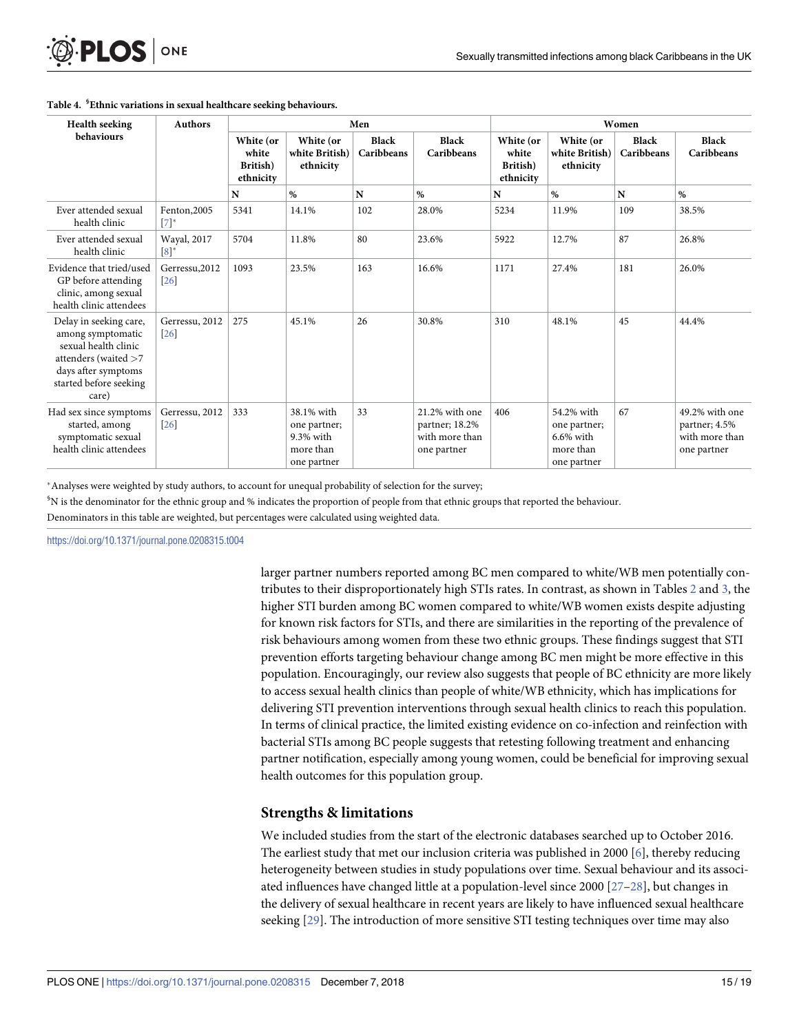**Table 4. $Ethnic variations in sexual healthcare seeking behaviours.**

| Health seeking behaviours | Authors | Men | | | | Women | | | |
|---|---|---|---|---|---|---|---|---|---|
| | | White (or white British) ethnicity | White (or white British) ethnicity | Black Caribbeans | Black Caribbeans | White (or white British) ethnicity | White (or white British) ethnicity | Black Caribbeans | Black Caribbeans |
| | | N | % | N | % | N | % | N | % |
| Ever attended sexual health clinic | Fenton,2005 [7]* | 5341 | 14.1% | 102 | 28.0% | 5234 | 11.9% | 109 | 38.5% |
| Ever attended sexual health clinic | Wayal, 2017 [8]* | 5704 | 11.8% | 80 | 23.6% | 5922 | 12.7% | 87 | 26.8% |
| Evidence that tried/used GP before attending clinic, among sexual health clinic attendees | Gerressu,2012 [26] | 1093 | 23.5% | 163 | 16.6% | 1171 | 27.4% | 181 | 26.0% |
| Delay in seeking care, among symptomatic sexual health clinic attenders (waited >7 days after symptoms started before seeking care) | Gerressu, 2012 [26] | 275 | 45.1% | 26 | 30.8% | 310 | 48.1% | 45 | 44.4% |
| Had sex since symptoms started, among symptomatic sexual health clinic attendees | Gerressu, 2012 [26] | 333 | 38.1% with one partner; 9.3% with more than one partner | 33 | 21.2% with one partner; 18.2% with more than one partner | 406 | 54.2% with one partner; 6.6% with more than one partner | 67 | 49.2% with one partner; 4.5% with more than one partner |

*Analyses were weighted by study authors, to account for unequal probability of selection for the survey;

$N is the denominator for the ethnic group and % indicates the proportion of people from that ethnic groups that reported the behaviour.

Denominators in this table are weighted, but percentages were calculated using weighted data.

https://doi.org/10.1371/journal.pone.0208315.t004

larger partner numbers reported among BC men compared to white/WB men potentially contributes to their disproportionately high STIs rates. In contrast, as shown in Tables 2 and 3, the higher STI burden among BC women compared to white/WB women exists despite adjusting for known risk factors for STIs, and there are similarities in the reporting of the prevalence of risk behaviours among women from these two ethnic groups. These findings suggest that STI prevention efforts targeting behaviour change among BC men might be more effective in this population. Encouragingly, our review also suggests that people of BC ethnicity are more likely to access sexual health clinics than people of white/WB ethnicity, which has implications for delivering STI prevention interventions through sexual health clinics to reach this population. In terms of clinical practice, the limited existing evidence on co-infection and reinfection with bacterial STIs among BC people suggests that retesting following treatment and enhancing partner notification, especially among young women, could be beneficial for improving sexual health outcomes for this population group.

## Strengths & limitations

We included studies from the start of the electronic databases searched up to October 2016. The earliest study that met our inclusion criteria was published in 2000 [6], thereby reducing heterogeneity between studies in study populations over time. Sexual behaviour and its associated influences have changed little at a population-level since 2000 [27–28], but changes in the delivery of sexual healthcare in recent years are likely to have influenced sexual healthcare seeking [29]. The introduction of more sensitive STI testing techniques over time may also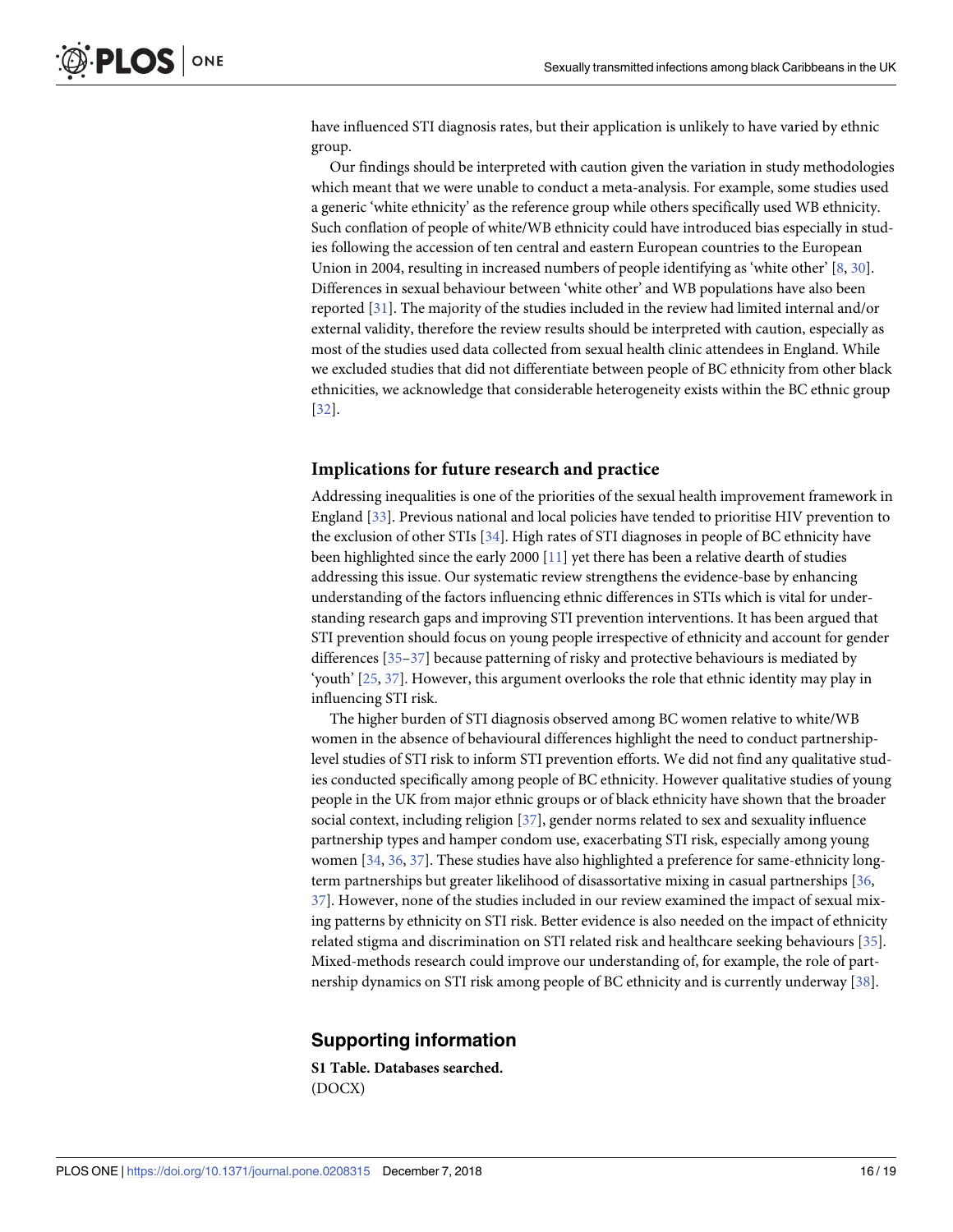have influenced STI diagnosis rates, but their application is unlikely to have varied by ethnic group.

Our findings should be interpreted with caution given the variation in study methodologies which meant that we were unable to conduct a meta-analysis. For example, some studies used a generic 'white ethnicity' as the reference group while others specifically used WB ethnicity. Such conflation of people of white/WB ethnicity could have introduced bias especially in studies following the accession of ten central and eastern European countries to the European Union in 2004, resulting in increased numbers of people identifying as 'white other' [8, 30]. Differences in sexual behaviour between 'white other' and WB populations have also been reported [31]. The majority of the studies included in the review had limited internal and/or external validity, therefore the review results should be interpreted with caution, especially as most of the studies used data collected from sexual health clinic attendees in England. While we excluded studies that did not differentiate between people of BC ethnicity from other black ethnicities, we acknowledge that considerable heterogeneity exists within the BC ethnic group [32].

## Implications for future research and practice

Addressing inequalities is one of the priorities of the sexual health improvement framework in England [33]. Previous national and local policies have tended to prioritise HIV prevention to the exclusion of other STIs [34]. High rates of STI diagnoses in people of BC ethnicity have been highlighted since the early 2000 [11] yet there has been a relative dearth of studies addressing this issue. Our systematic review strengthens the evidence-base by enhancing understanding of the factors influencing ethnic differences in STIs which is vital for understanding research gaps and improving STI prevention interventions. It has been argued that STI prevention should focus on young people irrespective of ethnicity and account for gender differences [35–37] because patterning of risky and protective behaviours is mediated by 'youth' [25, 37]. However, this argument overlooks the role that ethnic identity may play in influencing STI risk.

The higher burden of STI diagnosis observed among BC women relative to white/WB women in the absence of behavioural differences highlight the need to conduct partnership-level studies of STI risk to inform STI prevention efforts. We did not find any qualitative studies conducted specifically among people of BC ethnicity. However qualitative studies of young people in the UK from major ethnic groups or of black ethnicity have shown that the broader social context, including religion [37], gender norms related to sex and sexuality influence partnership types and hamper condom use, exacerbating STI risk, especially among young women [34, 36, 37]. These studies have also highlighted a preference for same-ethnicity long-term partnerships but greater likelihood of disassortative mixing in casual partnerships [36, 37]. However, none of the studies included in our review examined the impact of sexual mixing patterns by ethnicity on STI risk. Better evidence is also needed on the impact of ethnicity related stigma and discrimination on STI related risk and healthcare seeking behaviours [35]. Mixed-methods research could improve our understanding of, for example, the role of partnership dynamics on STI risk among people of BC ethnicity and is currently underway [38].

## Supporting information

**S1 Table. Databases searched.**
(DOCX)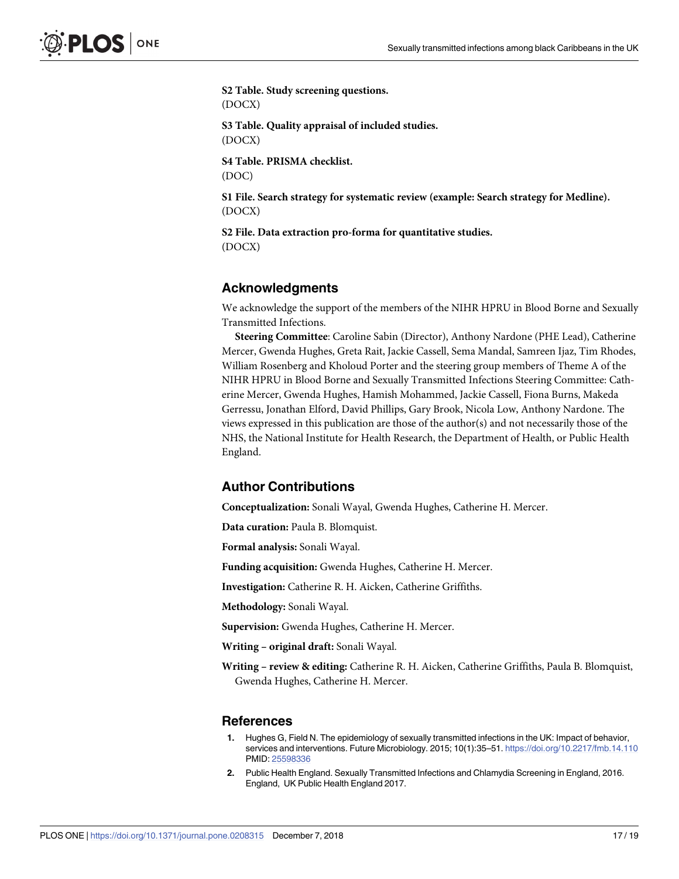**S2 Table. Study screening questions.**
(DOCX)

**S3 Table. Quality appraisal of included studies.**
(DOCX)

**S4 Table. PRISMA checklist.**
(DOC)

**S1 File. Search strategy for systematic review (example: Search strategy for Medline).**
(DOCX)

**S2 File. Data extraction pro-forma for quantitative studies.**
(DOCX)

## Acknowledgments

We acknowledge the support of the members of the NIHR HPRU in Blood Borne and Sexually Transmitted Infections.

**Steering Committee**: Caroline Sabin (Director), Anthony Nardone (PHE Lead), Catherine Mercer, Gwenda Hughes, Greta Rait, Jackie Cassell, Sema Mandal, Samreen Ijaz, Tim Rhodes, William Rosenberg and Kholoud Porter and the steering group members of Theme A of the NIHR HPRU in Blood Borne and Sexually Transmitted Infections Steering Committee: Catherine Mercer, Gwenda Hughes, Hamish Mohammed, Jackie Cassell, Fiona Burns, Makeda Gerressu, Jonathan Elford, David Phillips, Gary Brook, Nicola Low, Anthony Nardone. The views expressed in this publication are those of the author(s) and not necessarily those of the NHS, the National Institute for Health Research, the Department of Health, or Public Health England.

## Author Contributions

**Conceptualization:** Sonali Wayal, Gwenda Hughes, Catherine H. Mercer.

**Data curation:** Paula B. Blomquist.

**Formal analysis:** Sonali Wayal.

**Funding acquisition:** Gwenda Hughes, Catherine H. Mercer.

**Investigation:** Catherine R. H. Aicken, Catherine Griffiths.

**Methodology:** Sonali Wayal.

**Supervision:** Gwenda Hughes, Catherine H. Mercer.

**Writing – original draft:** Sonali Wayal.

**Writing – review & editing:** Catherine R. H. Aicken, Catherine Griffiths, Paula B. Blomquist, Gwenda Hughes, Catherine H. Mercer.

## References

1. Hughes G, Field N. The epidemiology of sexually transmitted infections in the UK: Impact of behavior, services and interventions. Future Microbiology. 2015; 10(1):35–51. https://doi.org/10.2217/fmb.14.110 PMID: 25598336
2. Public Health England. Sexually Transmitted Infections and Chlamydia Screening in England, 2016. England, UK Public Health England 2017.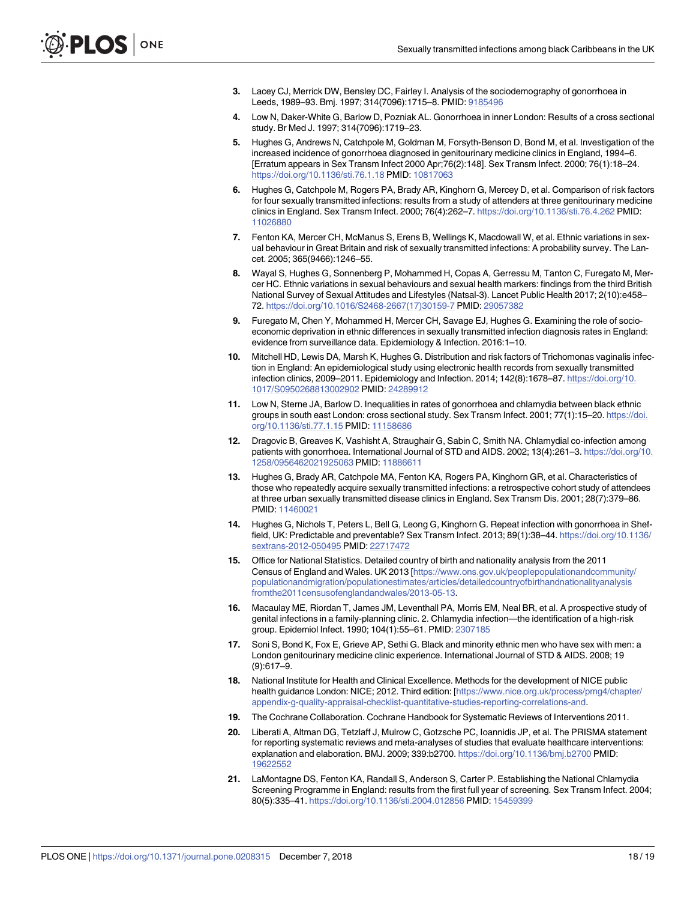3. Lacey CJ, Merrick DW, Bensley DC, Fairley I. Analysis of the sociodemography of gonorrhoea in Leeds, 1989–93. Bmj. 1997; 314(7096):1715–8. PMID: 9185496
4. Low N, Daker-White G, Barlow D, Pozniak AL. Gonorrhoea in inner London: Results of a cross sectional study. Br Med J. 1997; 314(7096):1719–23.
5. Hughes G, Andrews N, Catchpole M, Goldman M, Forsyth-Benson D, Bond M, et al. Investigation of the increased incidence of gonorrhoea diagnosed in genitourinary medicine clinics in England, 1994–6. [Erratum appears in Sex Transm Infect 2000 Apr;76(2):148]. Sex Transm Infect. 2000; 76(1):18–24. https://doi.org/10.1136/sti.76.1.18 PMID: 10817063
6. Hughes G, Catchpole M, Rogers PA, Brady AR, Kinghorn G, Mercey D, et al. Comparison of risk factors for four sexually transmitted infections: results from a study of attenders at three genitourinary medicine clinics in England. Sex Transm Infect. 2000; 76(4):262–7. https://doi.org/10.1136/sti.76.4.262 PMID: 11026880
7. Fenton KA, Mercer CH, McManus S, Erens B, Wellings K, Macdowall W, et al. Ethnic variations in sexual behaviour in Great Britain and risk of sexually transmitted infections: A probability survey. The Lancet. 2005; 365(9466):1246–55.
8. Wayal S, Hughes G, Sonnenberg P, Mohammed H, Copas A, Gerressu M, Tanton C, Furegato M, Mercer HC. Ethnic variations in sexual behaviours and sexual health markers: findings from the third British National Survey of Sexual Attitudes and Lifestyles (Natsal-3). Lancet Public Health 2017; 2(10):e458–72. https://doi.org/10.1016/S2468-2667(17)30159-7 PMID: 29057382
9. Furegato M, Chen Y, Mohammed H, Mercer CH, Savage EJ, Hughes G. Examining the role of socioeconomic deprivation in ethnic differences in sexually transmitted infection diagnosis rates in England: evidence from surveillance data. Epidemiology & Infection. 2016:1–10.
10. Mitchell HD, Lewis DA, Marsh K, Hughes G. Distribution and risk factors of Trichomonas vaginalis infection in England: An epidemiological study using electronic health records from sexually transmitted infection clinics, 2009–2011. Epidemiology and Infection. 2014; 142(8):1678–87. https://doi.org/10.1017/S0950268813002902 PMID: 24289912
11. Low N, Sterne JA, Barlow D. Inequalities in rates of gonorrhoea and chlamydia between black ethnic groups in south east London: cross sectional study. Sex Transm Infect. 2001; 77(1):15–20. https://doi.org/10.1136/sti.77.1.15 PMID: 11158686
12. Dragovic B, Greaves K, Vashisht A, Straughair G, Sabin C, Smith NA. Chlamydial co-infection among patients with gonorrhoea. International Journal of STD and AIDS. 2002; 13(4):261–3. https://doi.org/10.1258/0956462021925063 PMID: 11886611
13. Hughes G, Brady AR, Catchpole MA, Fenton KA, Rogers PA, Kinghorn GR, et al. Characteristics of those who repeatedly acquire sexually transmitted infections: a retrospective cohort study of attendees at three urban sexually transmitted disease clinics in England. Sex Transm Dis. 2001; 28(7):379–86. PMID: 11460021
14. Hughes G, Nichols T, Peters L, Bell G, Leong G, Kinghorn G. Repeat infection with gonorrhoea in Sheffield, UK: Predictable and preventable? Sex Transm Infect. 2013; 89(1):38–44. https://doi.org/10.1136/sextrans-2012-050495 PMID: 22717472
15. Office for National Statistics. Detailed country of birth and nationality analysis from the 2011 Census of England and Wales. UK 2013 [https://www.ons.gov.uk/peoplepopulationandcommunity/populationandmigration/populationestimates/articles/detailedcountryofbirthandnationalityanalysisfromthe2011censusofenglandandwales/2013-05-13.
16. Macaulay ME, Riordan T, James JM, Leventhall PA, Morris EM, Neal BR, et al. A prospective study of genital infections in a family-planning clinic. 2. Chlamydia infection—the identification of a high-risk group. Epidemiol Infect. 1990; 104(1):55–61. PMID: 2307185
17. Soni S, Bond K, Fox E, Grieve AP, Sethi G. Black and minority ethnic men who have sex with men: a London genitourinary medicine clinic experience. International Journal of STD & AIDS. 2008; 19 (9):617–9.
18. National Institute for Health and Clinical Excellence. Methods for the development of NICE public health guidance London: NICE; 2012. Third edition: [https://www.nice.org.uk/process/pmg4/chapter/appendix-g-quality-appraisal-checklist-quantitative-studies-reporting-correlations-and.
19. The Cochrane Collaboration. Cochrane Handbook for Systematic Reviews of Interventions 2011.
20. Liberati A, Altman DG, Tetzlaff J, Mulrow C, Gotzsche PC, Ioannidis JP, et al. The PRISMA statement for reporting systematic reviews and meta-analyses of studies that evaluate healthcare interventions: explanation and elaboration. BMJ. 2009; 339:b2700. https://doi.org/10.1136/bmj.b2700 PMID: 19622552
21. LaMontagne DS, Fenton KA, Randall S, Anderson S, Carter P. Establishing the National Chlamydia Screening Programme in England: results from the first full year of screening. Sex Transm Infect. 2004; 80(5):335–41. https://doi.org/10.1136/sti.2004.012856 PMID: 15459399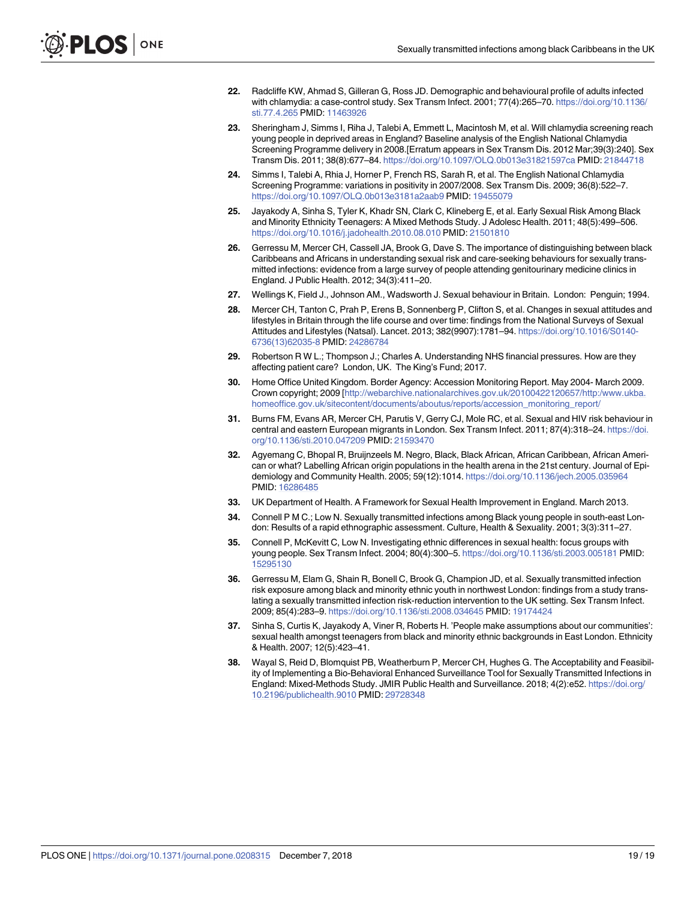22. Radcliffe KW, Ahmad S, Gilleran G, Ross JD. Demographic and behavioural profile of adults infected with chlamydia: a case-control study. Sex Transm Infect. 2001; 77(4):265–70. https://doi.org/10.1136/sti.77.4.265 PMID: 11463926

23. Sheringham J, Simms I, Riha J, Talebi A, Emmett L, Macintosh M, et al. Will chlamydia screening reach young people in deprived areas in England? Baseline analysis of the English National Chlamydia Screening Programme delivery in 2008.[Erratum appears in Sex Transm Dis. 2012 Mar;39(3):240]. Sex Transm Dis. 2011; 38(8):677–84. https://doi.org/10.1097/OLQ.0b013e31821597ca PMID: 21844718

24. Simms I, Talebi A, Rhia J, Horner P, French RS, Sarah R, et al. The English National Chlamydia Screening Programme: variations in positivity in 2007/2008. Sex Transm Dis. 2009; 36(8):522–7. https://doi.org/10.1097/OLQ.0b013e3181a2aab9 PMID: 19455079

25. Jayakody A, Sinha S, Tyler K, Khadr SN, Clark C, Klineberg E, et al. Early Sexual Risk Among Black and Minority Ethnicity Teenagers: A Mixed Methods Study. J Adolesc Health. 2011; 48(5):499–506. https://doi.org/10.1016/j.jadohealth.2010.08.010 PMID: 21501810

26. Gerressu M, Mercer CH, Cassell JA, Brook G, Dave S. The importance of distinguishing between black Caribbeans and Africans in understanding sexual risk and care-seeking behaviours for sexually transmitted infections: evidence from a large survey of people attending genitourinary medicine clinics in England. J Public Health. 2012; 34(3):411–20.

27. Wellings K, Field J., Johnson AM., Wadsworth J. Sexual behaviour in Britain. London: Penguin; 1994.

28. Mercer CH, Tanton C, Prah P, Erens B, Sonnenberg P, Clifton S, et al. Changes in sexual attitudes and lifestyles in Britain through the life course and over time: findings from the National Surveys of Sexual Attitudes and Lifestyles (Natsal). Lancet. 2013; 382(9907):1781–94. https://doi.org/10.1016/S0140-6736(13)62035-8 PMID: 24286784

29. Robertson R W L.; Thompson J.; Charles A. Understanding NHS financial pressures. How are they affecting patient care? London, UK. The King's Fund; 2017.

30. Home Office United Kingdom. Border Agency: Accession Monitoring Report. May 2004- March 2009. Crown copyright; 2009 [http://webarchive.nationalarchives.gov.uk/20100422120657/http:/www.ukba.homeoffice.gov.uk/sitecontent/documents/aboutus/reports/accession_monitoring_report/

31. Burns FM, Evans AR, Mercer CH, Parutis V, Gerry CJ, Mole RC, et al. Sexual and HIV risk behaviour in central and eastern European migrants in London. Sex Transm Infect. 2011; 87(4):318–24. https://doi.org/10.1136/sti.2010.047209 PMID: 21593470

32. Agyemang C, Bhopal R, Bruijnzeels M. Negro, Black, Black African, African Caribbean, African American or what? Labelling African origin populations in the health arena in the 21st century. Journal of Epidemiology and Community Health. 2005; 59(12):1014. https://doi.org/10.1136/jech.2005.035964 PMID: 16286485

33. UK Department of Health. A Framework for Sexual Health Improvement in England. March 2013.

34. Connell P M C.; Low N. Sexually transmitted infections among Black young people in south-east London: Results of a rapid ethnographic assessment. Culture, Health & Sexuality. 2001; 3(3):311–27.

35. Connell P, McKevitt C, Low N. Investigating ethnic differences in sexual health: focus groups with young people. Sex Transm Infect. 2004; 80(4):300–5. https://doi.org/10.1136/sti.2003.005181 PMID: 15295130

36. Gerressu M, Elam G, Shain R, Bonell C, Brook G, Champion JD, et al. Sexually transmitted infection risk exposure among black and minority ethnic youth in northwest London: findings from a study translating a sexually transmitted infection risk-reduction intervention to the UK setting. Sex Transm Infect. 2009; 85(4):283–9. https://doi.org/10.1136/sti.2008.034645 PMID: 19174424

37. Sinha S, Curtis K, Jayakody A, Viner R, Roberts H. 'People make assumptions about our communities': sexual health amongst teenagers from black and minority ethnic backgrounds in East London. Ethnicity & Health. 2007; 12(5):423–41.

38. Wayal S, Reid D, Blomquist PB, Weatherburn P, Mercer CH, Hughes G. The Acceptability and Feasibility of Implementing a Bio-Behavioral Enhanced Surveillance Tool for Sexually Transmitted Infections in England: Mixed-Methods Study. JMIR Public Health and Surveillance. 2018; 4(2):e52. https://doi.org/10.2196/publichealth.9010 PMID: 29728348